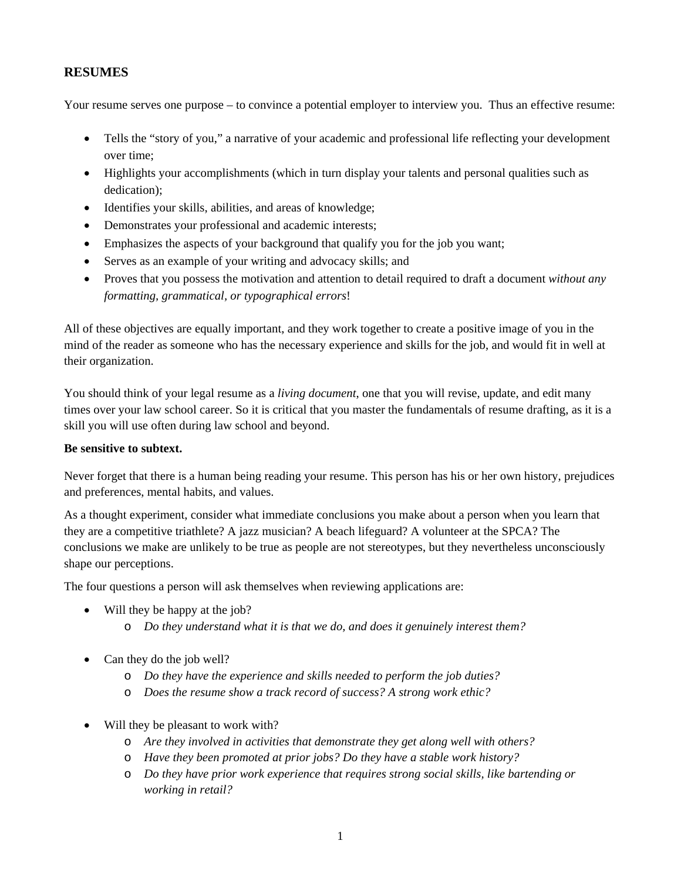## RESUMES

Your resume serves one purpose – to convince a potential employer to interview you. Thus an effective resume:

- Tells the "story of you," a narrative of your academic and professional life reflecting your development over time;
- Highlights your accomplishments (which in turn display your talents and personal qualities such as dedication);
- Identifies your skills, abilities, and areas of knowledge;
- Demonstrates your professional and academic interests;
- Emphasizes the aspects of your background that qualify you for the job you want;
- Serves as an example of your writing and advocacy skills; and
- Proves that you possess the motivation and attention to detail required to draft a document *without any formatting, grammatical, or typographical errors*!

All of these objectives are equally important, and they work together to create a positive image of you in the mind of the reader as someone who has the necessary experience and skills for the job, and would fit in well at their organization.

You should think of your legal resume as a *living document*, one that you will revise, update, and edit many times over your law school career. So it is critical that you master the fundamentals of resume drafting, as it is a skill you will use often during law school and beyond.

**Be sensitive to subtext.**

Never forget that there is a human being reading your resume. This person has his or her own history, prejudices and preferences, mental habits, and values.

As a thought experiment, consider what immediate conclusions you make about a person when you learn that they are a competitive triathlete? A jazz musician? A beach lifeguard? A volunteer at the SPCA? The conclusions we make are unlikely to be true as people are not stereotypes, but they nevertheless unconsciously shape our perceptions.

The four questions a person will ask themselves when reviewing applications are:

- Will they be happy at the job?
  - *Do they understand what it is that we do, and does it genuinely interest them?*

- Can they do the job well?
  - *Do they have the experience and skills needed to perform the job duties?*
  - *Does the resume show a track record of success? A strong work ethic?*

- Will they be pleasant to work with?
  - *Are they involved in activities that demonstrate they get along well with others?*
  - *Have they been promoted at prior jobs? Do they have a stable work history?*
  - *Do they have prior work experience that requires strong social skills, like bartending or working in retail?*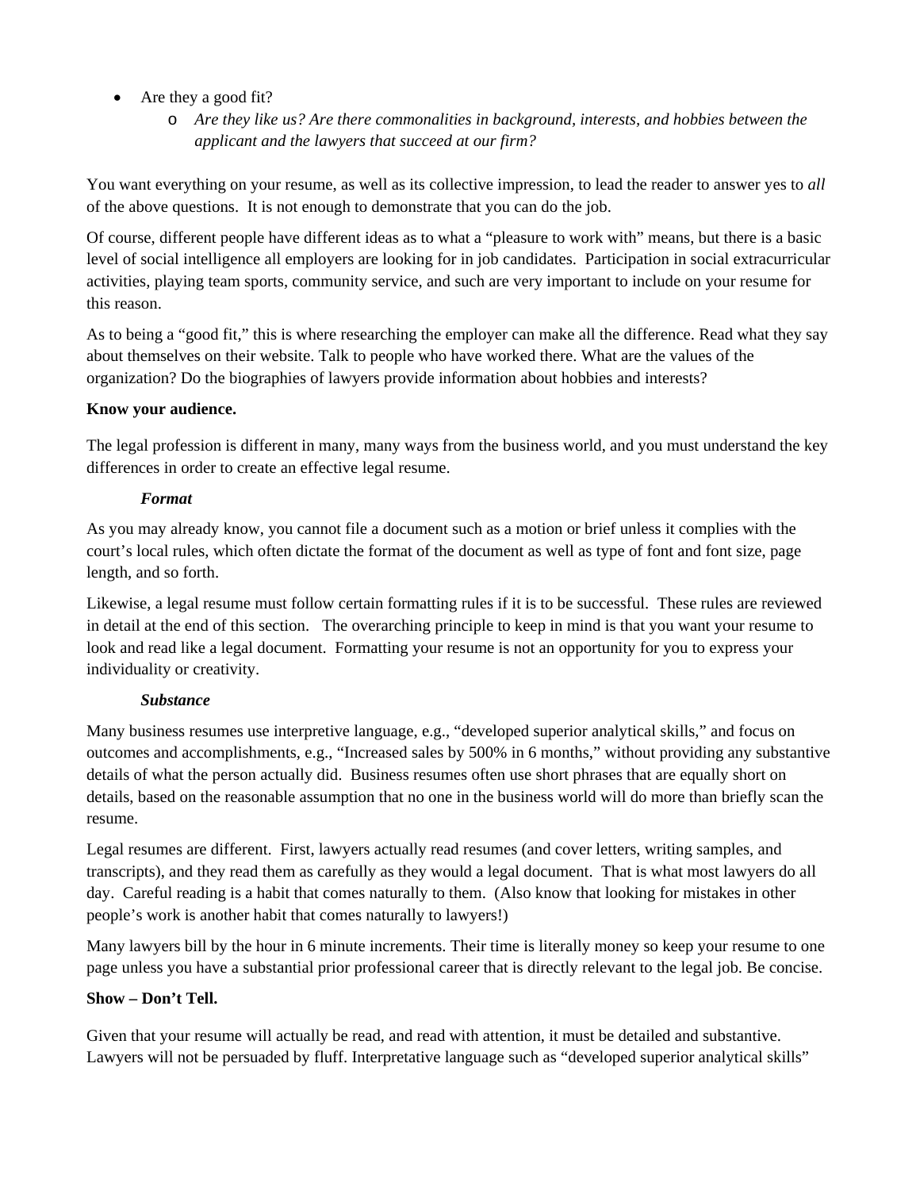- Are they a good fit?
    - *Are they like us? Are there commonalities in background, interests, and hobbies between the applicant and the lawyers that succeed at our firm?*

You want everything on your resume, as well as its collective impression, to lead the reader to answer yes to *all* of the above questions. It is not enough to demonstrate that you can do the job.

Of course, different people have different ideas as to what a "pleasure to work with" means, but there is a basic level of social intelligence all employers are looking for in job candidates. Participation in social extracurricular activities, playing team sports, community service, and such are very important to include on your resume for this reason.

As to being a "good fit," this is where researching the employer can make all the difference. Read what they say about themselves on their website. Talk to people who have worked there. What are the values of the organization? Do the biographies of lawyers provide information about hobbies and interests?

**Know your audience.**

The legal profession is different in many, many ways from the business world, and you must understand the key differences in order to create an effective legal resume.

***Format***

As you may already know, you cannot file a document such as a motion or brief unless it complies with the court's local rules, which often dictate the format of the document as well as type of font and font size, page length, and so forth.

Likewise, a legal resume must follow certain formatting rules if it is to be successful. These rules are reviewed in detail at the end of this section. The overarching principle to keep in mind is that you want your resume to look and read like a legal document. Formatting your resume is not an opportunity for you to express your individuality or creativity.

***Substance***

Many business resumes use interpretive language, e.g., "developed superior analytical skills," and focus on outcomes and accomplishments, e.g., "Increased sales by 500% in 6 months," without providing any substantive details of what the person actually did. Business resumes often use short phrases that are equally short on details, based on the reasonable assumption that no one in the business world will do more than briefly scan the resume.

Legal resumes are different. First, lawyers actually read resumes (and cover letters, writing samples, and transcripts), and they read them as carefully as they would a legal document. That is what most lawyers do all day. Careful reading is a habit that comes naturally to them. (Also know that looking for mistakes in other people's work is another habit that comes naturally to lawyers!)

Many lawyers bill by the hour in 6 minute increments. Their time is literally money so keep your resume to one page unless you have a substantial prior professional career that is directly relevant to the legal job. Be concise.

**Show – Don't Tell.**

Given that your resume will actually be read, and read with attention, it must be detailed and substantive. Lawyers will not be persuaded by fluff. Interpretative language such as "developed superior analytical skills"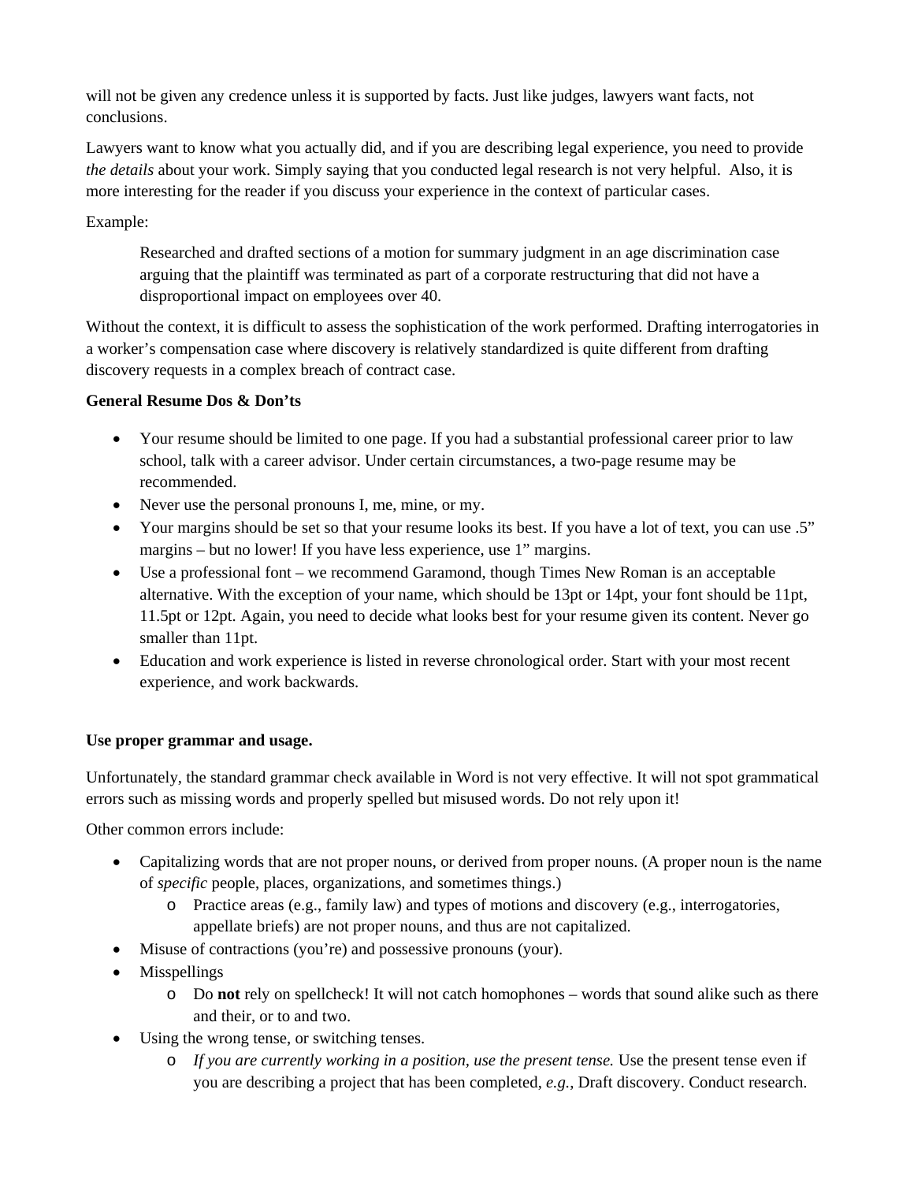will not be given any credence unless it is supported by facts. Just like judges, lawyers want facts, not conclusions.

Lawyers want to know what you actually did, and if you are describing legal experience, you need to provide *the details* about your work. Simply saying that you conducted legal research is not very helpful. Also, it is more interesting for the reader if you discuss your experience in the context of particular cases.

Example:

> Researched and drafted sections of a motion for summary judgment in an age discrimination case arguing that the plaintiff was terminated as part of a corporate restructuring that did not have a disproportional impact on employees over 40.

Without the context, it is difficult to assess the sophistication of the work performed. Drafting interrogatories in a worker's compensation case where discovery is relatively standardized is quite different from drafting discovery requests in a complex breach of contract case.

**General Resume Dos & Don'ts**

- Your resume should be limited to one page. If you had a substantial professional career prior to law school, talk with a career advisor. Under certain circumstances, a two-page resume may be recommended.
- Never use the personal pronouns I, me, mine, or my.
- Your margins should be set so that your resume looks its best. If you have a lot of text, you can use .5" margins – but no lower! If you have less experience, use 1" margins.
- Use a professional font – we recommend Garamond, though Times New Roman is an acceptable alternative. With the exception of your name, which should be 13pt or 14pt, your font should be 11pt, 11.5pt or 12pt. Again, you need to decide what looks best for your resume given its content. Never go smaller than 11pt.
- Education and work experience is listed in reverse chronological order. Start with your most recent experience, and work backwards.

**Use proper grammar and usage.**

Unfortunately, the standard grammar check available in Word is not very effective. It will not spot grammatical errors such as missing words and properly spelled but misused words. Do not rely upon it!

Other common errors include:

- Capitalizing words that are not proper nouns, or derived from proper nouns. (A proper noun is the name of *specific* people, places, organizations, and sometimes things.)
  - Practice areas (e.g., family law) and types of motions and discovery (e.g., interrogatories, appellate briefs) are not proper nouns, and thus are not capitalized.
- Misuse of contractions (you're) and possessive pronouns (your).
- Misspellings
  - Do **not** rely on spellcheck! It will not catch homophones – words that sound alike such as there and their, or to and two.
- Using the wrong tense, or switching tenses.
  - *If you are currently working in a position, use the present tense.* Use the present tense even if you are describing a project that has been completed, *e.g.*, Draft discovery. Conduct research.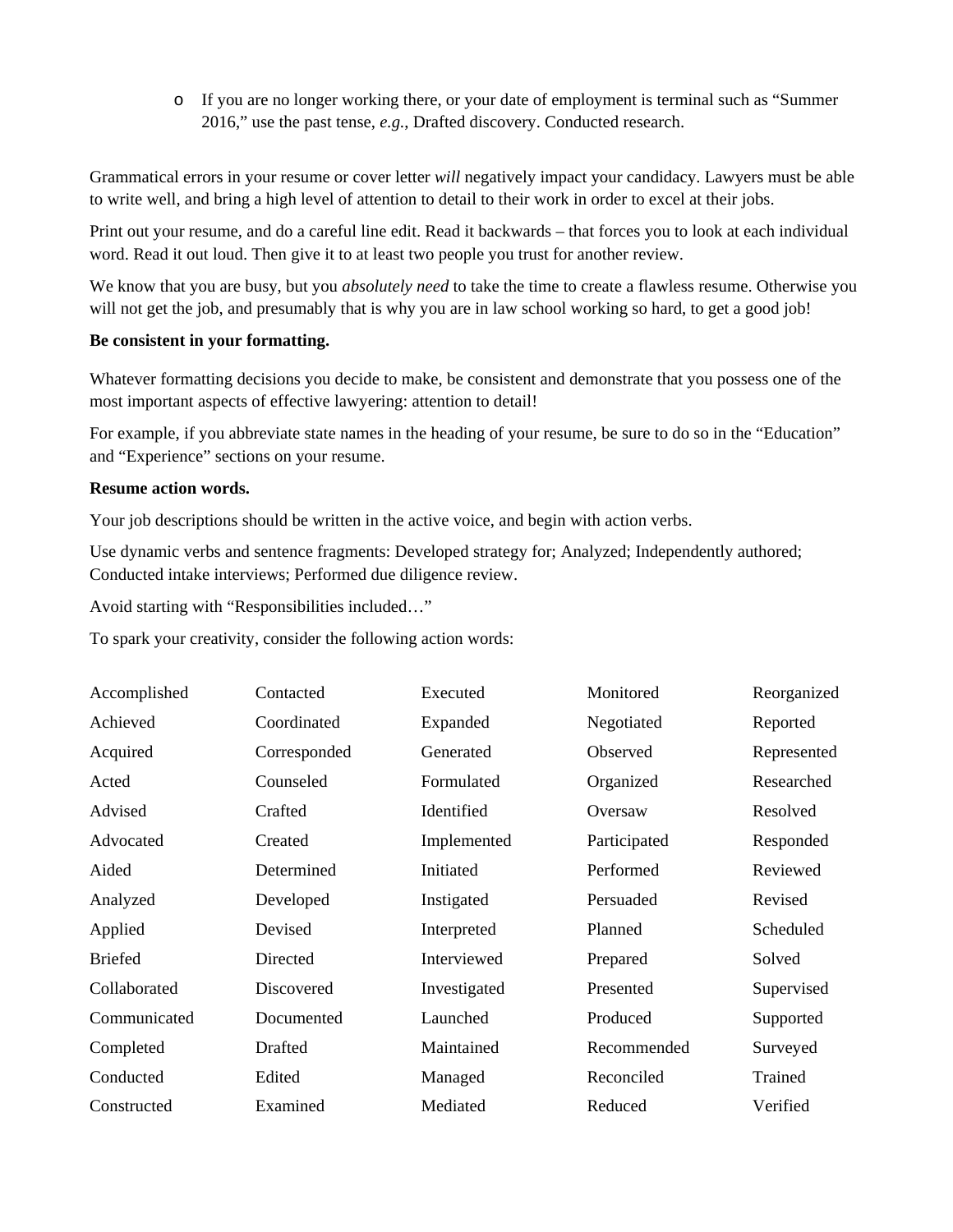- If you are no longer working there, or your date of employment is terminal such as "Summer 2016," use the past tense, *e.g.*, Drafted discovery. Conducted research.

Grammatical errors in your resume or cover letter *will* negatively impact your candidacy. Lawyers must be able to write well, and bring a high level of attention to detail to their work in order to excel at their jobs.

Print out your resume, and do a careful line edit. Read it backwards – that forces you to look at each individual word. Read it out loud. Then give it to at least two people you trust for another review.

We know that you are busy, but you *absolutely need* to take the time to create a flawless resume. Otherwise you will not get the job, and presumably that is why you are in law school working so hard, to get a good job!

**Be consistent in your formatting.**

Whatever formatting decisions you decide to make, be consistent and demonstrate that you possess one of the most important aspects of effective lawyering: attention to detail!

For example, if you abbreviate state names in the heading of your resume, be sure to do so in the "Education" and "Experience" sections on your resume.

**Resume action words.**

Your job descriptions should be written in the active voice, and begin with action verbs.

Use dynamic verbs and sentence fragments: Developed strategy for; Analyzed; Independently authored; Conducted intake interviews; Performed due diligence review.

Avoid starting with "Responsibilities included…"

To spark your creativity, consider the following action words:

| | | | | |
|---|---|---|---|---|
| Accomplished | Contacted | Executed | Monitored | Reorganized |
| Achieved | Coordinated | Expanded | Negotiated | Reported |
| Acquired | Corresponded | Generated | Observed | Represented |
| Acted | Counseled | Formulated | Organized | Researched |
| Advised | Crafted | Identified | Oversaw | Resolved |
| Advocated | Created | Implemented | Participated | Responded |
| Aided | Determined | Initiated | Performed | Reviewed |
| Analyzed | Developed | Instigated | Persuaded | Revised |
| Applied | Devised | Interpreted | Planned | Scheduled |
| Briefed | Directed | Interviewed | Prepared | Solved |
| Collaborated | Discovered | Investigated | Presented | Supervised |
| Communicated | Documented | Launched | Produced | Supported |
| Completed | Drafted | Maintained | Recommended | Surveyed |
| Conducted | Edited | Managed | Reconciled | Trained |
| Constructed | Examined | Mediated | Reduced | Verified |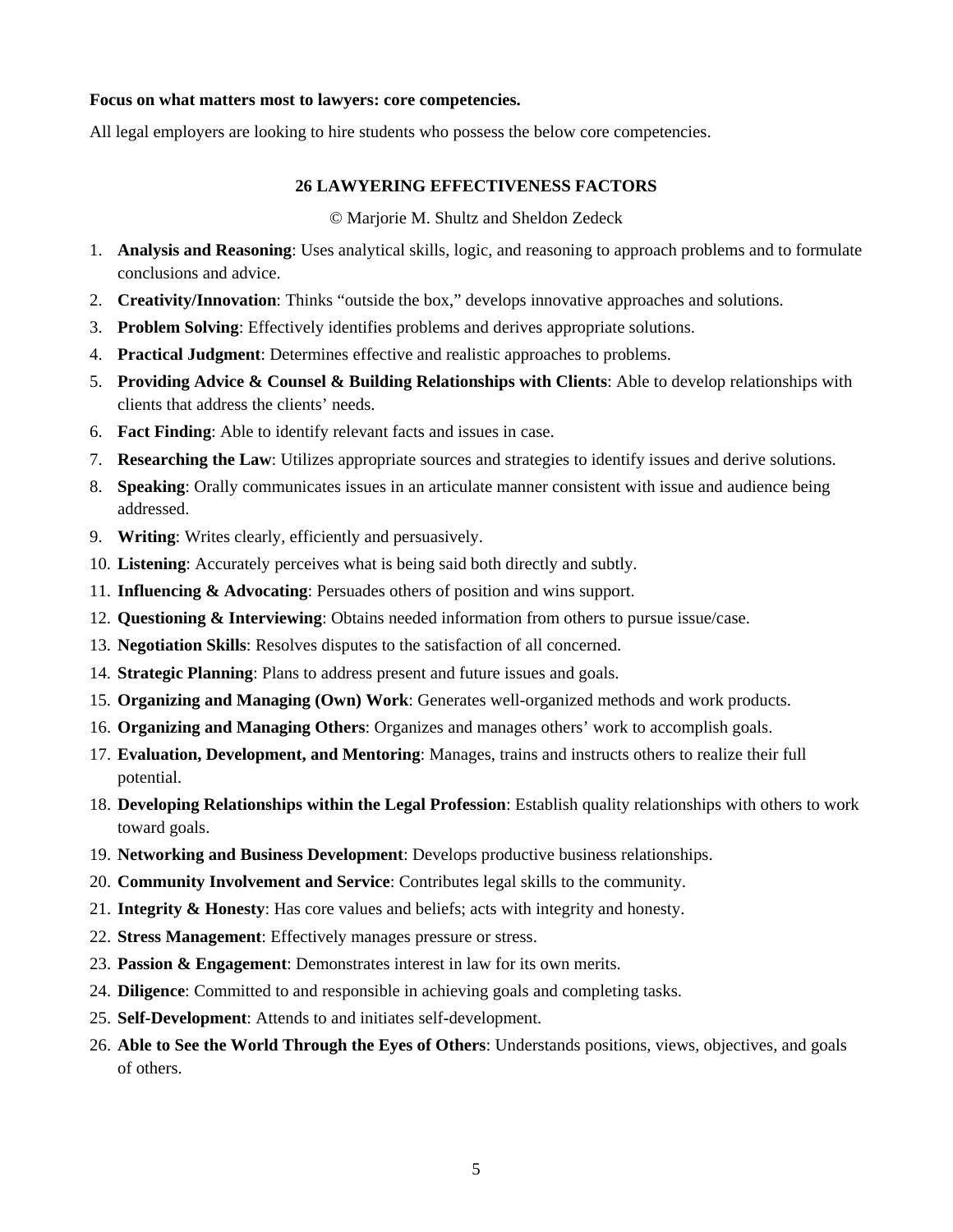**Focus on what matters most to lawyers: core competencies.**

All legal employers are looking to hire students who possess the below core competencies.

## 26 LAWYERING EFFECTIVENESS FACTORS

© Marjorie M. Shultz and Sheldon Zedeck

1. **Analysis and Reasoning**: Uses analytical skills, logic, and reasoning to approach problems and to formulate conclusions and advice.
2. **Creativity/Innovation**: Thinks "outside the box," develops innovative approaches and solutions.
3. **Problem Solving**: Effectively identifies problems and derives appropriate solutions.
4. **Practical Judgment**: Determines effective and realistic approaches to problems.
5. **Providing Advice & Counsel & Building Relationships with Clients**: Able to develop relationships with clients that address the clients' needs.
6. **Fact Finding**: Able to identify relevant facts and issues in case.
7. **Researching the Law**: Utilizes appropriate sources and strategies to identify issues and derive solutions.
8. **Speaking**: Orally communicates issues in an articulate manner consistent with issue and audience being addressed.
9. **Writing**: Writes clearly, efficiently and persuasively.
10. **Listening**: Accurately perceives what is being said both directly and subtly.
11. **Influencing & Advocating**: Persuades others of position and wins support.
12. **Questioning & Interviewing**: Obtains needed information from others to pursue issue/case.
13. **Negotiation Skills**: Resolves disputes to the satisfaction of all concerned.
14. **Strategic Planning**: Plans to address present and future issues and goals.
15. **Organizing and Managing (Own) Work**: Generates well-organized methods and work products.
16. **Organizing and Managing Others**: Organizes and manages others' work to accomplish goals.
17. **Evaluation, Development, and Mentoring**: Manages, trains and instructs others to realize their full potential.
18. **Developing Relationships within the Legal Profession**: Establish quality relationships with others to work toward goals.
19. **Networking and Business Development**: Develops productive business relationships.
20. **Community Involvement and Service**: Contributes legal skills to the community.
21. **Integrity & Honesty**: Has core values and beliefs; acts with integrity and honesty.
22. **Stress Management**: Effectively manages pressure or stress.
23. **Passion & Engagement**: Demonstrates interest in law for its own merits.
24. **Diligence**: Committed to and responsible in achieving goals and completing tasks.
25. **Self-Development**: Attends to and initiates self-development.
26. **Able to See the World Through the Eyes of Others**: Understands positions, views, objectives, and goals of others.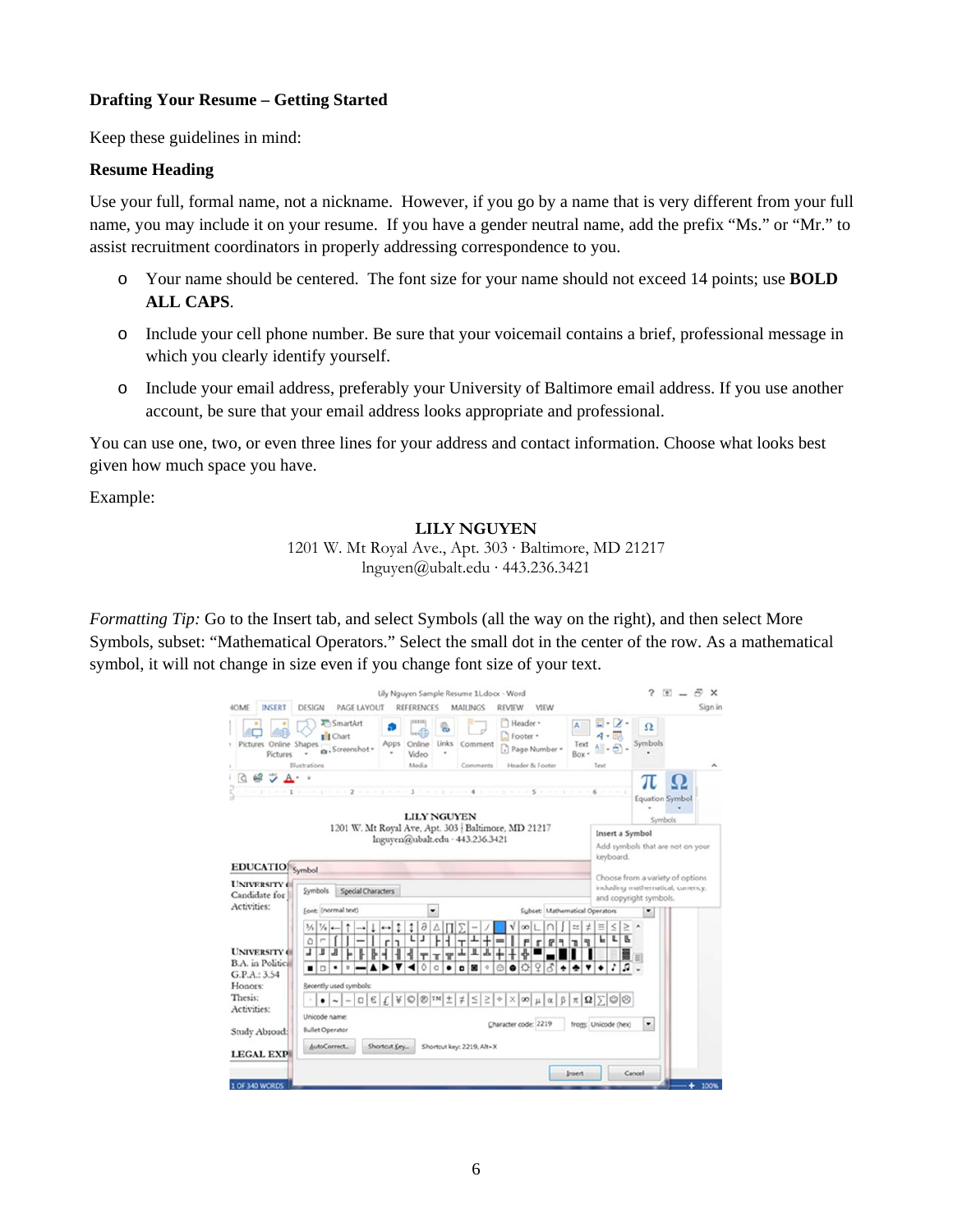**Drafting Your Resume – Getting Started**

Keep these guidelines in mind:

**Resume Heading**

Use your full, formal name, not a nickname. However, if you go by a name that is very different from your full name, you may include it on your resume. If you have a gender neutral name, add the prefix "Ms." or "Mr." to assist recruitment coordinators in properly addressing correspondence to you.

- Your name should be centered. The font size for your name should not exceed 14 points; use **BOLD ALL CAPS**.
- Include your cell phone number. Be sure that your voicemail contains a brief, professional message in which you clearly identify yourself.
- Include your email address, preferably your University of Baltimore email address. If you use another account, be sure that your email address looks appropriate and professional.

You can use one, two, or even three lines for your address and contact information. Choose what looks best given how much space you have.

Example:

**LILY NGUYEN**
1201 W. Mt Royal Ave., Apt. 303 · Baltimore, MD 21217
lnguyen@ubalt.edu · 443.236.3421

*Formatting Tip:* Go to the Insert tab, and select Symbols (all the way on the right), and then select More Symbols, subset: "Mathematical Operators." Select the small dot in the center of the row. As a mathematical symbol, it will not change in size even if you change font size of your text.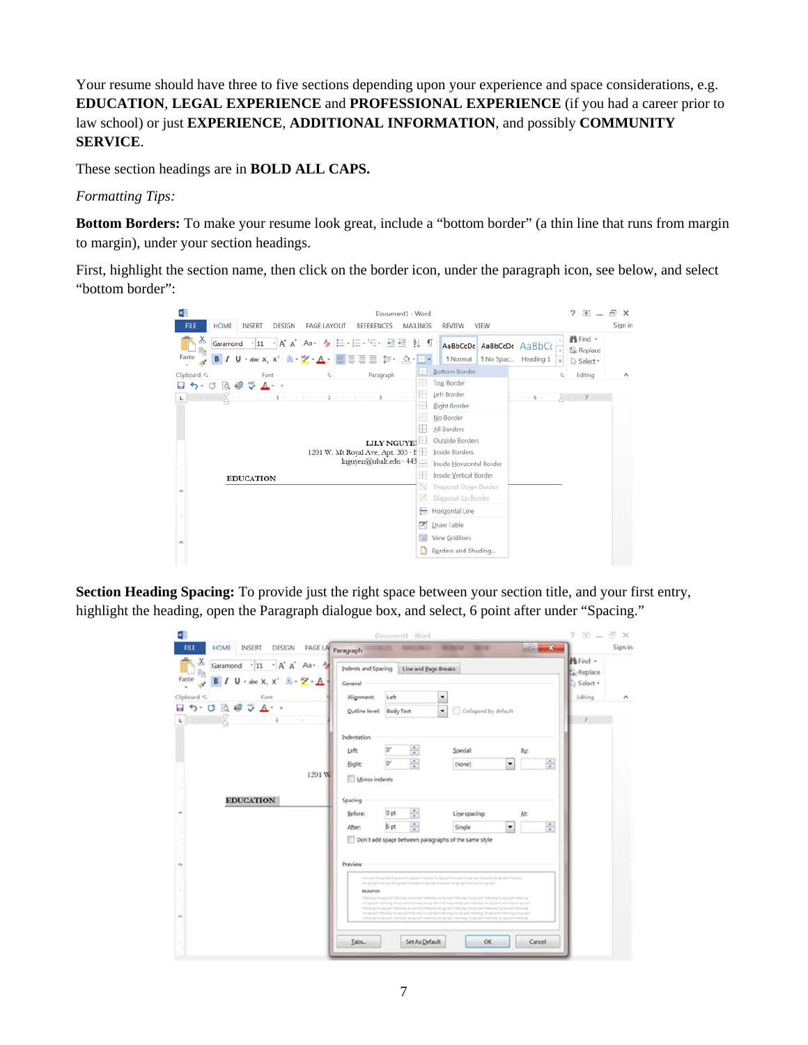Your resume should have three to five sections depending upon your experience and space considerations, e.g. **EDUCATION**, **LEGAL EXPERIENCE** and **PROFESSIONAL EXPERIENCE** (if you had a career prior to law school) or just **EXPERIENCE**, **ADDITIONAL INFORMATION**, and possibly **COMMUNITY SERVICE**.

These section headings are in **BOLD ALL CAPS.**

*Formatting Tips:*

**Bottom Borders:** To make your resume look great, include a "bottom border" (a thin line that runs from margin to margin), under your section headings.

First, highlight the section name, then click on the border icon, under the paragraph icon, see below, and select "bottom border":

**Section Heading Spacing:** To provide just the right space between your section title, and your first entry, highlight the heading, open the Paragraph dialogue box, and select, 6 point after under "Spacing."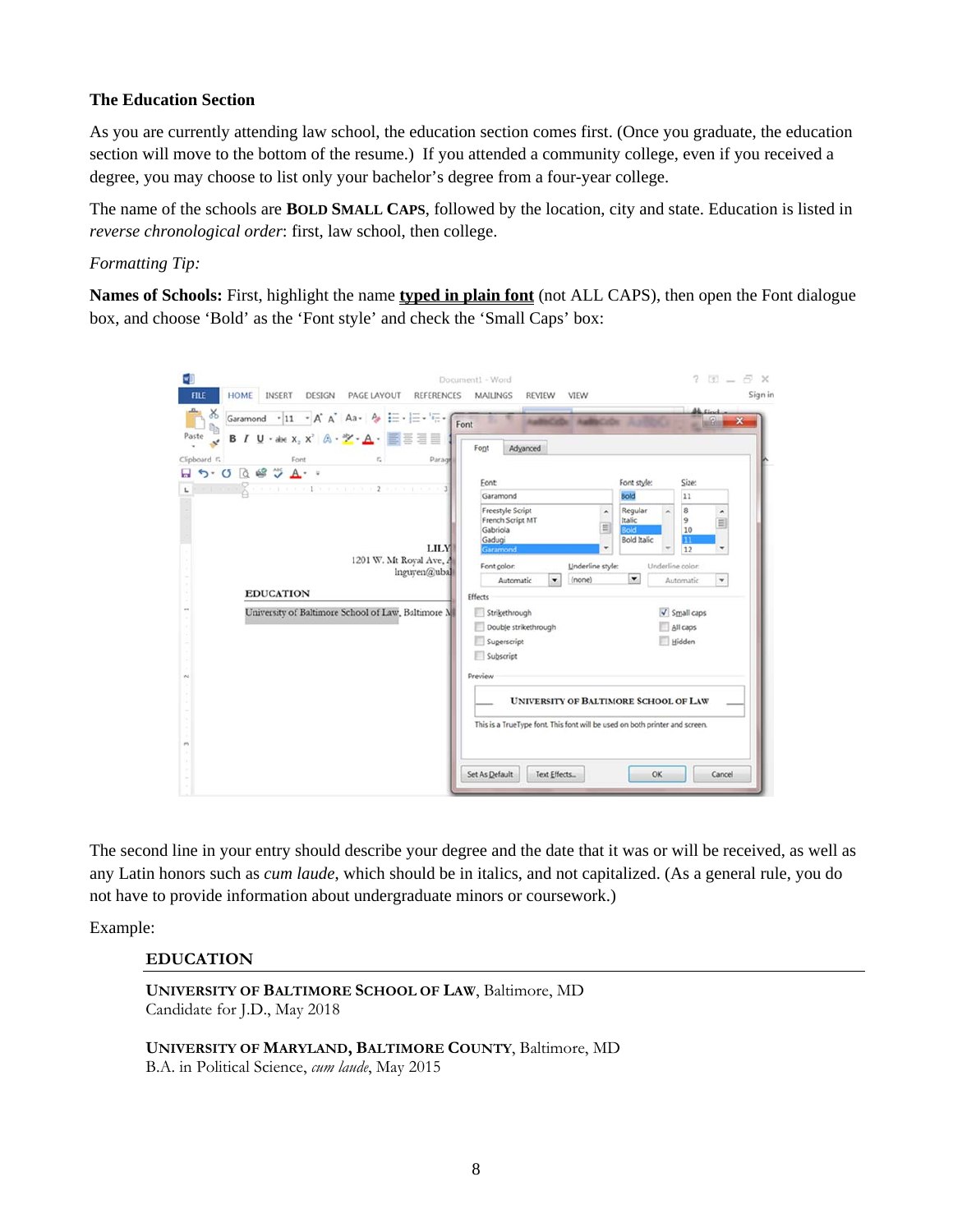**The Education Section**

As you are currently attending law school, the education section comes first. (Once you graduate, the education section will move to the bottom of the resume.) If you attended a community college, even if you received a degree, you may choose to list only your bachelor's degree from a four-year college.

The name of the schools are **BOLD SMALL CAPS**, followed by the location, city and state. Education is listed in *reverse chronological order*: first, law school, then college.

*Formatting Tip:*

**Names of Schools:** First, highlight the name **typed in plain font** (not ALL CAPS), then open the Font dialogue box, and choose 'Bold' as the 'Font style' and check the 'Small Caps' box:

The second line in your entry should describe your degree and the date that it was or will be received, as well as any Latin honors such as *cum laude*, which should be in italics, and not capitalized. (As a general rule, you do not have to provide information about undergraduate minors or coursework.)

Example:

**EDUCATION**

---

**UNIVERSITY OF BALTIMORE SCHOOL OF LAW**, Baltimore, MD
Candidate for J.D., May 2018

**UNIVERSITY OF MARYLAND, BALTIMORE COUNTY**, Baltimore, MD
B.A. in Political Science, *cum laude*, May 2015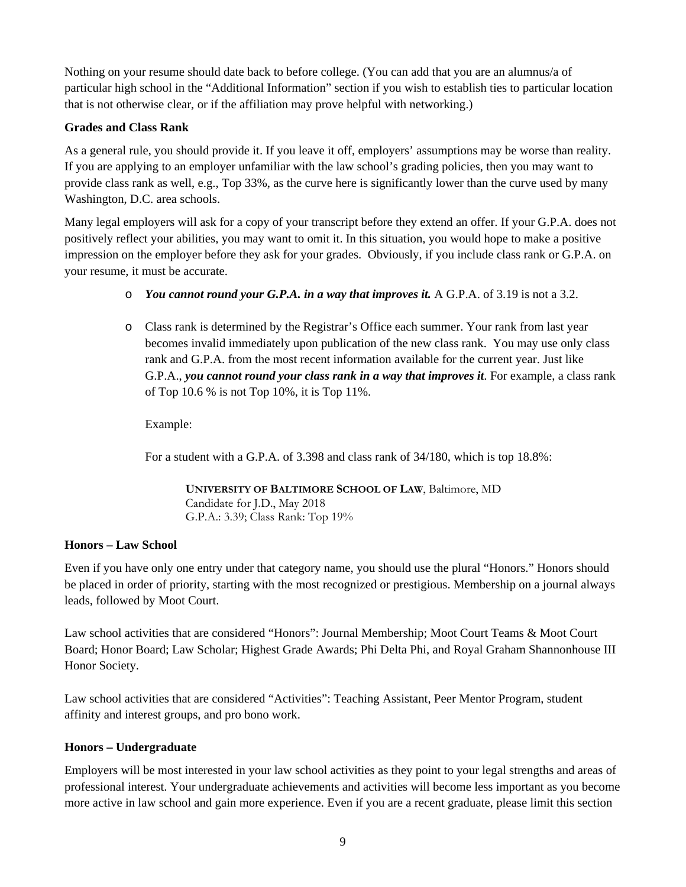Nothing on your resume should date back to before college. (You can add that you are an alumnus/a of particular high school in the “Additional Information” section if you wish to establish ties to particular location that is not otherwise clear, or if the affiliation may prove helpful with networking.)

**Grades and Class Rank**

As a general rule, you should provide it. If you leave it off, employers’ assumptions may be worse than reality. If you are applying to an employer unfamiliar with the law school’s grading policies, then you may want to provide class rank as well, e.g., Top 33%, as the curve here is significantly lower than the curve used by many Washington, D.C. area schools.

Many legal employers will ask for a copy of your transcript before they extend an offer. If your G.P.A. does not positively reflect your abilities, you may want to omit it. In this situation, you would hope to make a positive impression on the employer before they ask for your grades. Obviously, if you include class rank or G.P.A. on your resume, it must be accurate.

- ***You cannot round your G.P.A. in a way that improves it.*** A G.P.A. of 3.19 is not a 3.2.

- Class rank is determined by the Registrar’s Office each summer. Your rank from last year becomes invalid immediately upon publication of the new class rank. You may use only class rank and G.P.A. from the most recent information available for the current year. Just like G.P.A., ***you cannot round your class rank in a way that improves it***. For example, a class rank of Top 10.6 % is not Top 10%, it is Top 11%.

  Example:

  For a student with a G.P.A. of 3.398 and class rank of 34/180, which is top 18.8%:

  > **UNIVERSITY OF BALTIMORE SCHOOL OF LAW**, Baltimore, MD
  > Candidate for J.D., May 2018
  > G.P.A.: 3.39; Class Rank: Top 19%

**Honors – Law School**

Even if you have only one entry under that category name, you should use the plural “Honors.” Honors should be placed in order of priority, starting with the most recognized or prestigious. Membership on a journal always leads, followed by Moot Court.

Law school activities that are considered “Honors”: Journal Membership; Moot Court Teams & Moot Court Board; Honor Board; Law Scholar; Highest Grade Awards; Phi Delta Phi, and Royal Graham Shannonhouse III Honor Society.

Law school activities that are considered “Activities”: Teaching Assistant, Peer Mentor Program, student affinity and interest groups, and pro bono work.

**Honors – Undergraduate**

Employers will be most interested in your law school activities as they point to your legal strengths and areas of professional interest. Your undergraduate achievements and activities will become less important as you become more active in law school and gain more experience. Even if you are a recent graduate, please limit this section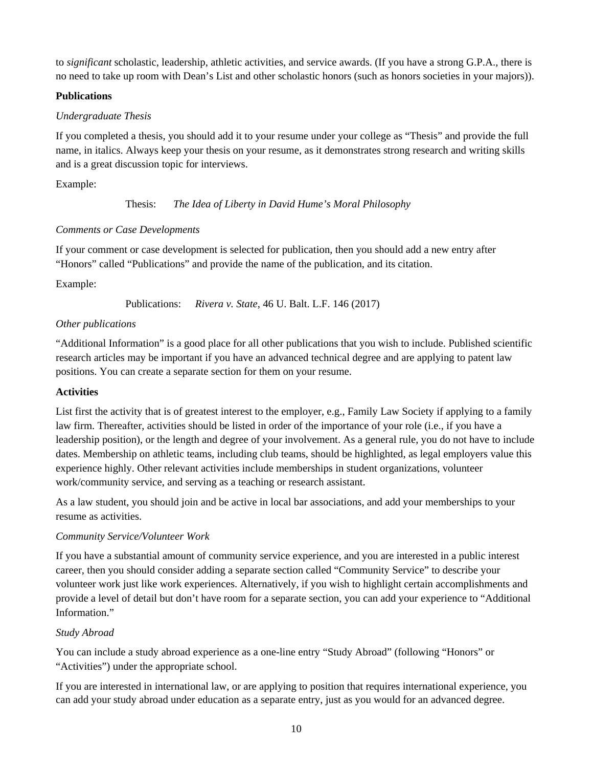to *significant* scholastic, leadership, athletic activities, and service awards. (If you have a strong G.P.A., there is no need to take up room with Dean's List and other scholastic honors (such as honors societies in your majors)).

**Publications**

*Undergraduate Thesis*

If you completed a thesis, you should add it to your resume under your college as "Thesis" and provide the full name, in italics. Always keep your thesis on your resume, as it demonstrates strong research and writing skills and is a great discussion topic for interviews.

Example:

> Thesis: *The Idea of Liberty in David Hume's Moral Philosophy*

*Comments or Case Developments*

If your comment or case development is selected for publication, then you should add a new entry after "Honors" called "Publications" and provide the name of the publication, and its citation.

Example:

> Publications: *Rivera v. State*, 46 U. Balt. L.F. 146 (2017)

*Other publications*

"Additional Information" is a good place for all other publications that you wish to include. Published scientific research articles may be important if you have an advanced technical degree and are applying to patent law positions. You can create a separate section for them on your resume.

**Activities**

List first the activity that is of greatest interest to the employer, e.g., Family Law Society if applying to a family law firm. Thereafter, activities should be listed in order of the importance of your role (i.e., if you have a leadership position), or the length and degree of your involvement. As a general rule, you do not have to include dates. Membership on athletic teams, including club teams, should be highlighted, as legal employers value this experience highly. Other relevant activities include memberships in student organizations, volunteer work/community service, and serving as a teaching or research assistant.

As a law student, you should join and be active in local bar associations, and add your memberships to your resume as activities.

*Community Service/Volunteer Work*

If you have a substantial amount of community service experience, and you are interested in a public interest career, then you should consider adding a separate section called "Community Service" to describe your volunteer work just like work experiences. Alternatively, if you wish to highlight certain accomplishments and provide a level of detail but don't have room for a separate section, you can add your experience to "Additional Information."

*Study Abroad*

You can include a study abroad experience as a one-line entry "Study Abroad" (following "Honors" or "Activities") under the appropriate school.

If you are interested in international law, or are applying to position that requires international experience, you can add your study abroad under education as a separate entry, just as you would for an advanced degree.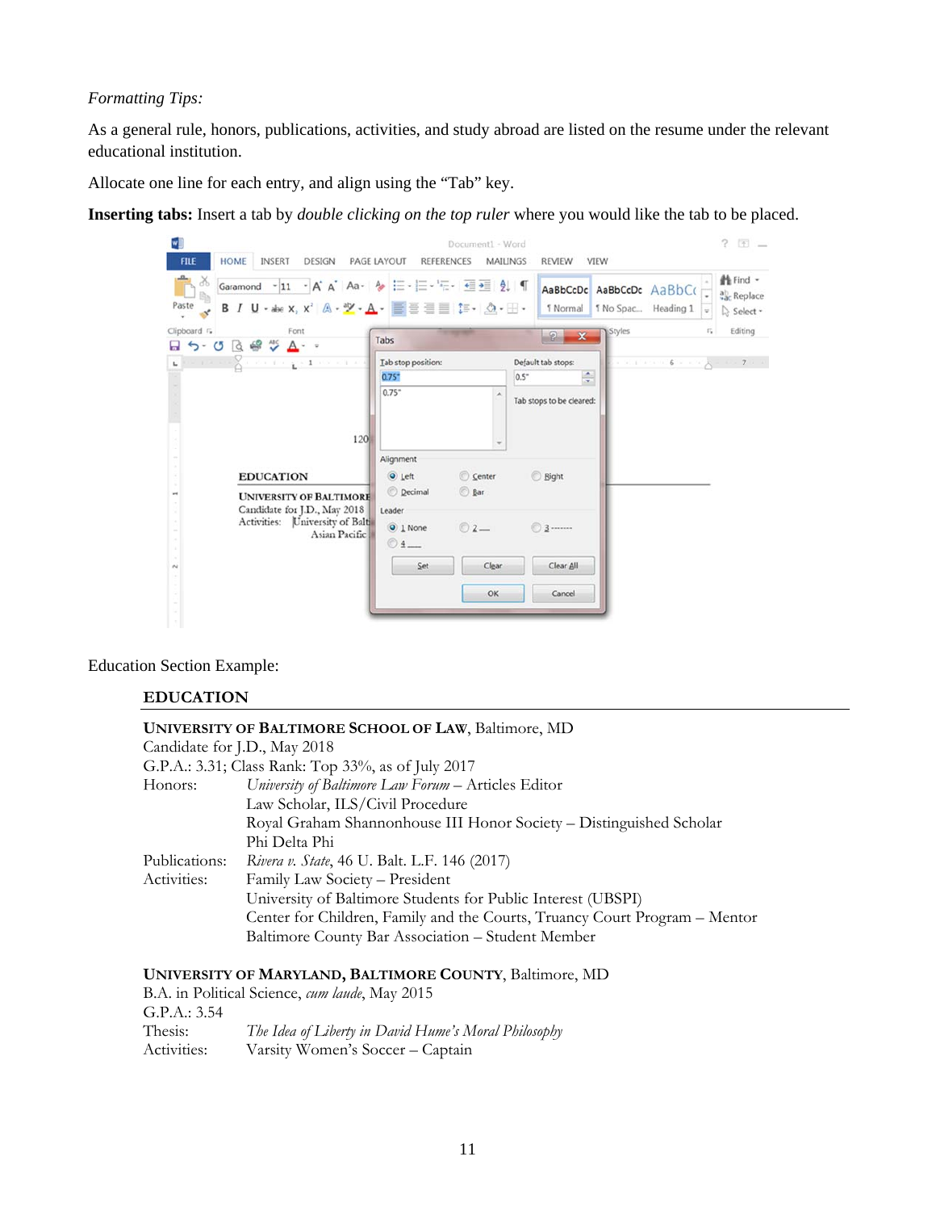*Formatting Tips:*

As a general rule, honors, publications, activities, and study abroad are listed on the resume under the relevant educational institution.

Allocate one line for each entry, and align using the "Tab" key.

**Inserting tabs:** Insert a tab by *double clicking on the top ruler* where you would like the tab to be placed.

Education Section Example:

**EDUCATION**

**UNIVERSITY OF BALTIMORE SCHOOL OF LAW**, Baltimore, MD
Candidate for J.D., May 2018
G.P.A.: 3.31; Class Rank: Top 33%, as of July 2017

| | |
|---|---|
| Honors: | *University of Baltimore Law Forum* – Articles Editor |
| | Law Scholar, ILS/Civil Procedure |
| | Royal Graham Shannonhouse III Honor Society – Distinguished Scholar |
| | Phi Delta Phi |
| Publications: | *Rivera v. State*, 46 U. Balt. L.F. 146 (2017) |
| Activities: | Family Law Society – President |
| | University of Baltimore Students for Public Interest (UBSPI) |
| | Center for Children, Family and the Courts, Truancy Court Program – Mentor |
| | Baltimore County Bar Association – Student Member |

**UNIVERSITY OF MARYLAND, BALTIMORE COUNTY**, Baltimore, MD
B.A. in Political Science, *cum laude*, May 2015
G.P.A.: 3.54

| | |
|---|---|
| Thesis: | *The Idea of Liberty in David Hume's Moral Philosophy* |
| Activities: | Varsity Women's Soccer – Captain |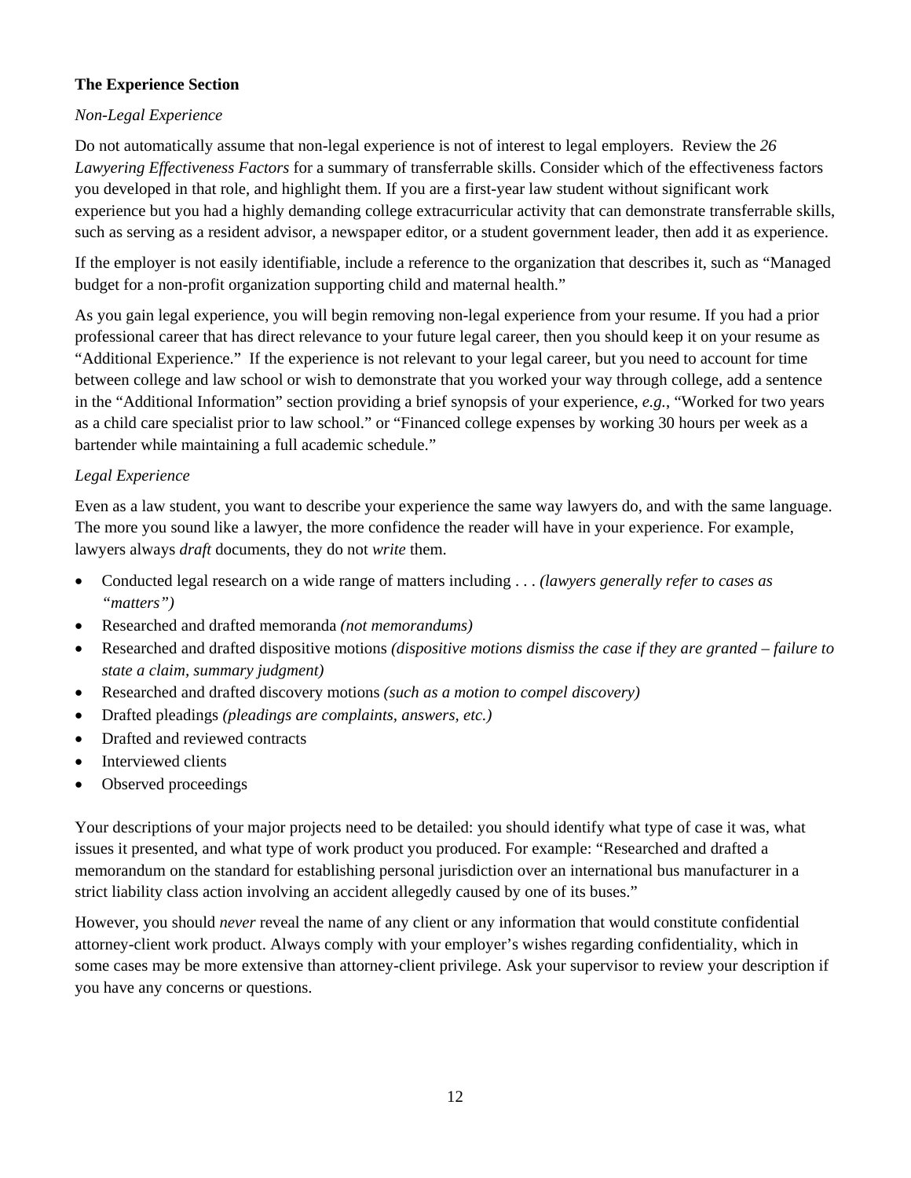**The Experience Section**

*Non-Legal Experience*

Do not automatically assume that non-legal experience is not of interest to legal employers. Review the *26 Lawyering Effectiveness Factors* for a summary of transferrable skills. Consider which of the effectiveness factors you developed in that role, and highlight them. If you are a first-year law student without significant work experience but you had a highly demanding college extracurricular activity that can demonstrate transferrable skills, such as serving as a resident advisor, a newspaper editor, or a student government leader, then add it as experience.

If the employer is not easily identifiable, include a reference to the organization that describes it, such as "Managed budget for a non-profit organization supporting child and maternal health."

As you gain legal experience, you will begin removing non-legal experience from your resume. If you had a prior professional career that has direct relevance to your future legal career, then you should keep it on your resume as "Additional Experience." If the experience is not relevant to your legal career, but you need to account for time between college and law school or wish to demonstrate that you worked your way through college, add a sentence in the "Additional Information" section providing a brief synopsis of your experience, *e.g.*, "Worked for two years as a child care specialist prior to law school." or "Financed college expenses by working 30 hours per week as a bartender while maintaining a full academic schedule."

*Legal Experience*

Even as a law student, you want to describe your experience the same way lawyers do, and with the same language. The more you sound like a lawyer, the more confidence the reader will have in your experience. For example, lawyers always *draft* documents, they do not *write* them.

- Conducted legal research on a wide range of matters including . . . *(lawyers generally refer to cases as "matters")*
- Researched and drafted memoranda *(not memorandums)*
- Researched and drafted dispositive motions *(dispositive motions dismiss the case if they are granted – failure to state a claim, summary judgment)*
- Researched and drafted discovery motions *(such as a motion to compel discovery)*
- Drafted pleadings *(pleadings are complaints, answers, etc.)*
- Drafted and reviewed contracts
- Interviewed clients
- Observed proceedings

Your descriptions of your major projects need to be detailed: you should identify what type of case it was, what issues it presented, and what type of work product you produced. For example: "Researched and drafted a memorandum on the standard for establishing personal jurisdiction over an international bus manufacturer in a strict liability class action involving an accident allegedly caused by one of its buses."

However, you should *never* reveal the name of any client or any information that would constitute confidential attorney-client work product. Always comply with your employer's wishes regarding confidentiality, which in some cases may be more extensive than attorney-client privilege. Ask your supervisor to review your description if you have any concerns or questions.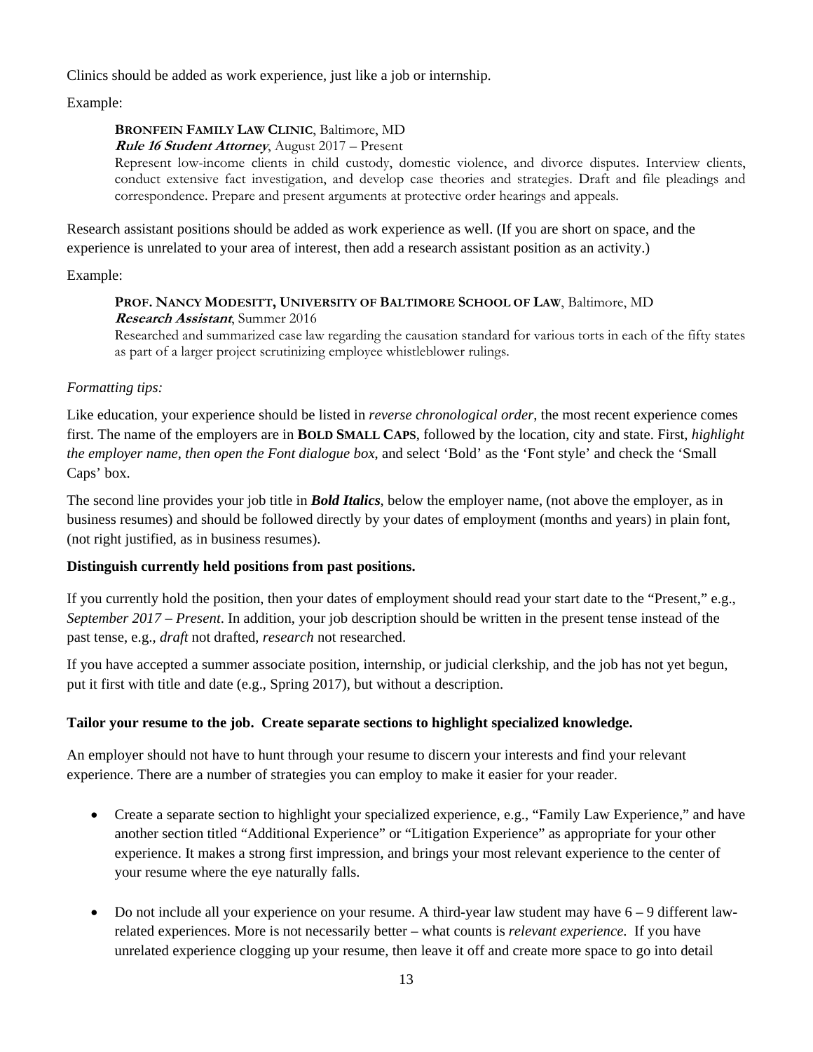Clinics should be added as work experience, just like a job or internship.

Example:

> **BRONFEIN FAMILY LAW CLINIC**, Baltimore, MD
> ***Rule 16 Student Attorney***, August 2017 – Present
> Represent low-income clients in child custody, domestic violence, and divorce disputes. Interview clients, conduct extensive fact investigation, and develop case theories and strategies. Draft and file pleadings and correspondence. Prepare and present arguments at protective order hearings and appeals.

Research assistant positions should be added as work experience as well. (If you are short on space, and the experience is unrelated to your area of interest, then add a research assistant position as an activity.)

Example:

> **PROF. NANCY MODESITT, UNIVERSITY OF BALTIMORE SCHOOL OF LAW**, Baltimore, MD
> ***Research Assistant***, Summer 2016
> Researched and summarized case law regarding the causation standard for various torts in each of the fifty states as part of a larger project scrutinizing employee whistleblower rulings.

*Formatting tips:*

Like education, your experience should be listed in *reverse chronological order*, the most recent experience comes first. The name of the employers are in **BOLD SMALL CAPS**, followed by the location, city and state. First, *highlight the employer name*, *then open the Font dialogue box*, and select 'Bold' as the 'Font style' and check the 'Small Caps' box.

The second line provides your job title in ***Bold Italics***, below the employer name, (not above the employer, as in business resumes) and should be followed directly by your dates of employment (months and years) in plain font, (not right justified, as in business resumes).

**Distinguish currently held positions from past positions.**

If you currently hold the position, then your dates of employment should read your start date to the "Present," e.g., *September 2017 – Present*. In addition, your job description should be written in the present tense instead of the past tense, e.g., *draft* not drafted, *research* not researched.

If you have accepted a summer associate position, internship, or judicial clerkship, and the job has not yet begun, put it first with title and date (e.g., Spring 2017), but without a description.

**Tailor your resume to the job. Create separate sections to highlight specialized knowledge.**

An employer should not have to hunt through your resume to discern your interests and find your relevant experience. There are a number of strategies you can employ to make it easier for your reader.

- Create a separate section to highlight your specialized experience, e.g., "Family Law Experience," and have another section titled "Additional Experience" or "Litigation Experience" as appropriate for your other experience. It makes a strong first impression, and brings your most relevant experience to the center of your resume where the eye naturally falls.

- Do not include all your experience on your resume. A third-year law student may have 6 – 9 different law-related experiences. More is not necessarily better – what counts is *relevant experience*. If you have unrelated experience clogging up your resume, then leave it off and create more space to go into detail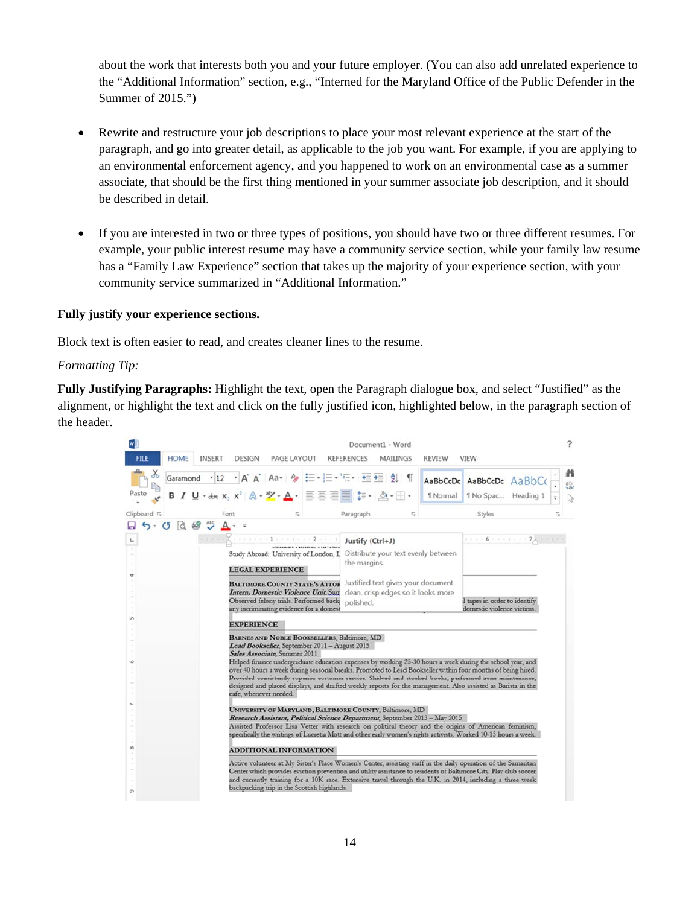about the work that interests both you and your future employer. (You can also add unrelated experience to the "Additional Information" section, e.g., "Interned for the Maryland Office of the Public Defender in the Summer of 2015.")

- Rewrite and restructure your job descriptions to place your most relevant experience at the start of the paragraph, and go into greater detail, as applicable to the job you want. For example, if you are applying to an environmental enforcement agency, and you happened to work on an environmental case as a summer associate, that should be the first thing mentioned in your summer associate job description, and it should be described in detail.

- If you are interested in two or three types of positions, you should have two or three different resumes. For example, your public interest resume may have a community service section, while your family law resume has a "Family Law Experience" section that takes up the majority of your experience section, with your community service summarized in "Additional Information."

**Fully justify your experience sections.**

Block text is often easier to read, and creates cleaner lines to the resume.

*Formatting Tip:*

**Fully Justifying Paragraphs:** Highlight the text, open the Paragraph dialogue box, and select "Justified" as the alignment, or highlight the text and click on the fully justified icon, highlighted below, in the paragraph section of the header.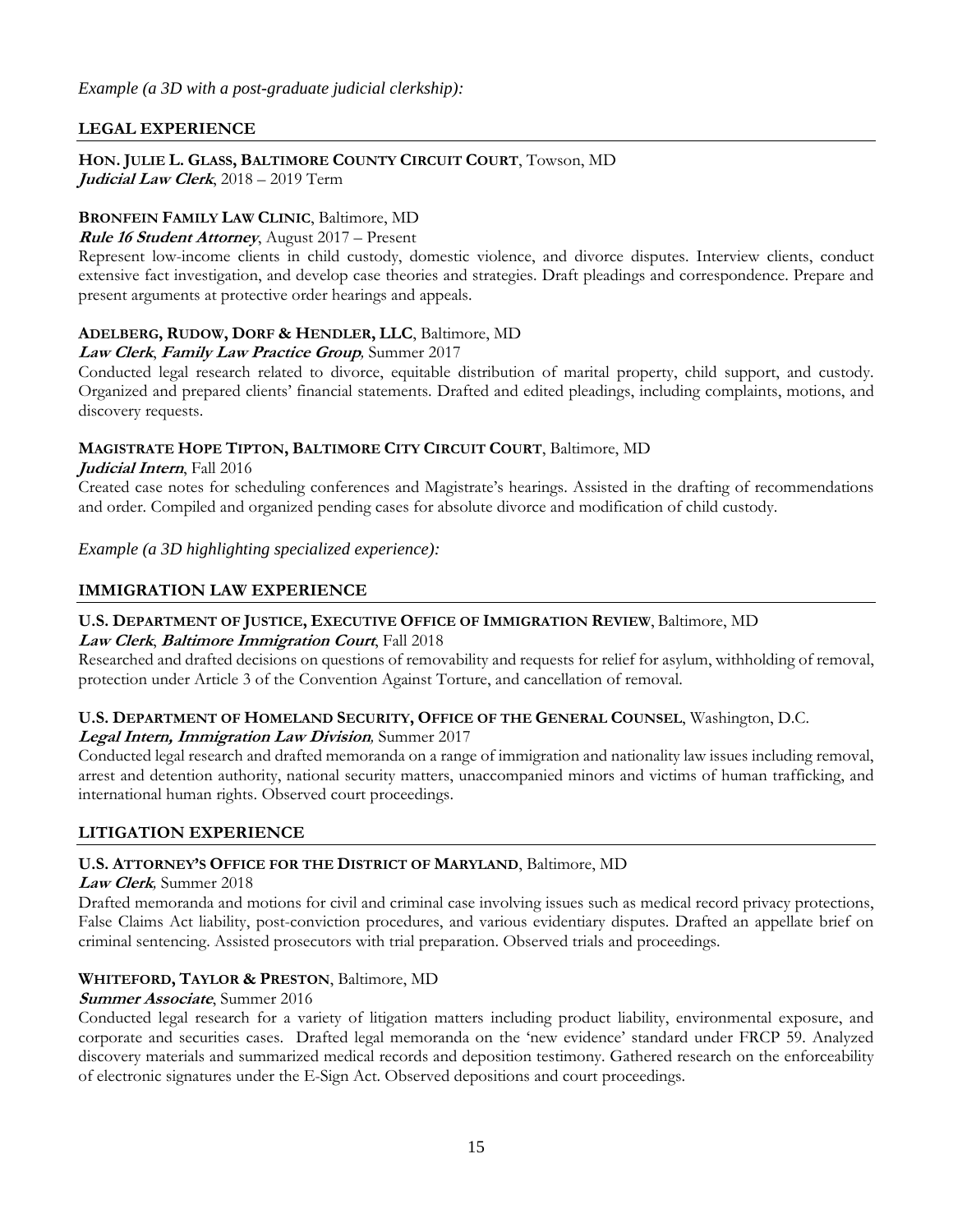*Example (a 3D with a post-graduate judicial clerkship):*

## LEGAL EXPERIENCE

**HON. JULIE L. GLASS, BALTIMORE COUNTY CIRCUIT COURT**, Towson, MD
***Judicial Law Clerk***, 2018 – 2019 Term

**BRONFEIN FAMILY LAW CLINIC**, Baltimore, MD
***Rule 16 Student Attorney***, August 2017 – Present
Represent low-income clients in child custody, domestic violence, and divorce disputes. Interview clients, conduct extensive fact investigation, and develop case theories and strategies. Draft pleadings and correspondence. Prepare and present arguments at protective order hearings and appeals.

**ADELBERG, RUDOW, DORF & HENDLER, LLC**, Baltimore, MD
***Law Clerk***, ***Family Law Practice Group***, Summer 2017
Conducted legal research related to divorce, equitable distribution of marital property, child support, and custody. Organized and prepared clients' financial statements. Drafted and edited pleadings, including complaints, motions, and discovery requests.

**MAGISTRATE HOPE TIPTON, BALTIMORE CITY CIRCUIT COURT**, Baltimore, MD
***Judicial Intern***, Fall 2016
Created case notes for scheduling conferences and Magistrate's hearings. Assisted in the drafting of recommendations and order. Compiled and organized pending cases for absolute divorce and modification of child custody.

*Example (a 3D highlighting specialized experience):*

## IMMIGRATION LAW EXPERIENCE

**U.S. DEPARTMENT OF JUSTICE, EXECUTIVE OFFICE OF IMMIGRATION REVIEW**, Baltimore, MD
***Law Clerk***, ***Baltimore Immigration Court***, Fall 2018
Researched and drafted decisions on questions of removability and requests for relief for asylum, withholding of removal, protection under Article 3 of the Convention Against Torture, and cancellation of removal.

**U.S. DEPARTMENT OF HOMELAND SECURITY, OFFICE OF THE GENERAL COUNSEL**, Washington, D.C.
***Legal Intern, Immigration Law Division***, Summer 2017
Conducted legal research and drafted memoranda on a range of immigration and nationality law issues including removal, arrest and detention authority, national security matters, unaccompanied minors and victims of human trafficking, and international human rights. Observed court proceedings.

## LITIGATION EXPERIENCE

**U.S. ATTORNEY'S OFFICE FOR THE DISTRICT OF MARYLAND**, Baltimore, MD
***Law Clerk***, Summer 2018
Drafted memoranda and motions for civil and criminal case involving issues such as medical record privacy protections, False Claims Act liability, post-conviction procedures, and various evidentiary disputes. Drafted an appellate brief on criminal sentencing. Assisted prosecutors with trial preparation. Observed trials and proceedings.

**WHITEFORD, TAYLOR & PRESTON**, Baltimore, MD
***Summer Associate***, Summer 2016
Conducted legal research for a variety of litigation matters including product liability, environmental exposure, and corporate and securities cases. Drafted legal memoranda on the 'new evidence' standard under FRCP 59. Analyzed discovery materials and summarized medical records and deposition testimony. Gathered research on the enforceability of electronic signatures under the E-Sign Act. Observed depositions and court proceedings.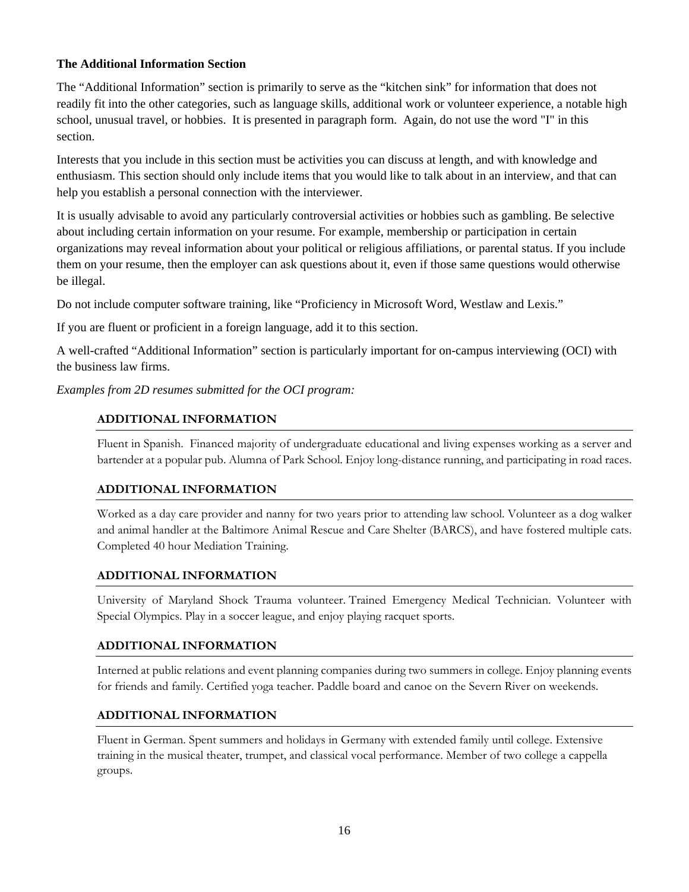**The Additional Information Section**

The "Additional Information" section is primarily to serve as the "kitchen sink" for information that does not readily fit into the other categories, such as language skills, additional work or volunteer experience, a notable high school, unusual travel, or hobbies. It is presented in paragraph form. Again, do not use the word "I" in this section.

Interests that you include in this section must be activities you can discuss at length, and with knowledge and enthusiasm. This section should only include items that you would like to talk about in an interview, and that can help you establish a personal connection with the interviewer.

It is usually advisable to avoid any particularly controversial activities or hobbies such as gambling. Be selective about including certain information on your resume. For example, membership or participation in certain organizations may reveal information about your political or religious affiliations, or parental status. If you include them on your resume, then the employer can ask questions about it, even if those same questions would otherwise be illegal.

Do not include computer software training, like "Proficiency in Microsoft Word, Westlaw and Lexis."

If you are fluent or proficient in a foreign language, add it to this section.

A well-crafted "Additional Information" section is particularly important for on-campus interviewing (OCI) with the business law firms.

*Examples from 2D resumes submitted for the OCI program:*

**ADDITIONAL INFORMATION**

Fluent in Spanish. Financed majority of undergraduate educational and living expenses working as a server and bartender at a popular pub. Alumna of Park School. Enjoy long-distance running, and participating in road races.

**ADDITIONAL INFORMATION**

Worked as a day care provider and nanny for two years prior to attending law school. Volunteer as a dog walker and animal handler at the Baltimore Animal Rescue and Care Shelter (BARCS), and have fostered multiple cats. Completed 40 hour Mediation Training.

**ADDITIONAL INFORMATION**

University of Maryland Shock Trauma volunteer. Trained Emergency Medical Technician. Volunteer with Special Olympics. Play in a soccer league, and enjoy playing racquet sports.

**ADDITIONAL INFORMATION**

Interned at public relations and event planning companies during two summers in college. Enjoy planning events for friends and family. Certified yoga teacher. Paddle board and canoe on the Severn River on weekends.

**ADDITIONAL INFORMATION**

Fluent in German. Spent summers and holidays in Germany with extended family until college. Extensive training in the musical theater, trumpet, and classical vocal performance. Member of two college a cappella groups.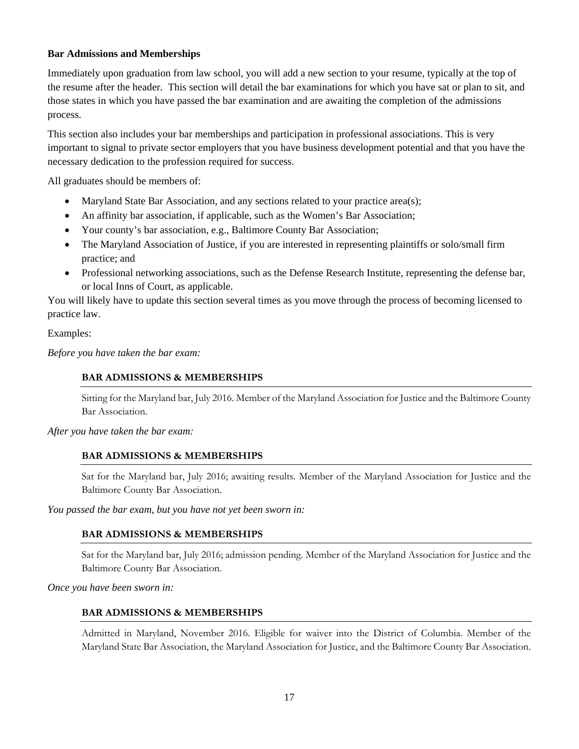**Bar Admissions and Memberships**

Immediately upon graduation from law school, you will add a new section to your resume, typically at the top of the resume after the header. This section will detail the bar examinations for which you have sat or plan to sit, and those states in which you have passed the bar examination and are awaiting the completion of the admissions process.

This section also includes your bar memberships and participation in professional associations. This is very important to signal to private sector employers that you have business development potential and that you have the necessary dedication to the profession required for success.

All graduates should be members of:

- Maryland State Bar Association, and any sections related to your practice area(s);
- An affinity bar association, if applicable, such as the Women's Bar Association;
- Your county's bar association, e.g., Baltimore County Bar Association;
- The Maryland Association of Justice, if you are interested in representing plaintiffs or solo/small firm practice; and
- Professional networking associations, such as the Defense Research Institute, representing the defense bar, or local Inns of Court, as applicable.

You will likely have to update this section several times as you move through the process of becoming licensed to practice law.

Examples:

*Before you have taken the bar exam:*

**BAR ADMISSIONS & MEMBERSHIPS**

Sitting for the Maryland bar, July 2016. Member of the Maryland Association for Justice and the Baltimore County Bar Association.

*After you have taken the bar exam:*

**BAR ADMISSIONS & MEMBERSHIPS**

Sat for the Maryland bar, July 2016; awaiting results. Member of the Maryland Association for Justice and the Baltimore County Bar Association.

*You passed the bar exam, but you have not yet been sworn in:*

**BAR ADMISSIONS & MEMBERSHIPS**

Sat for the Maryland bar, July 2016; admission pending. Member of the Maryland Association for Justice and the Baltimore County Bar Association.

*Once you have been sworn in:*

**BAR ADMISSIONS & MEMBERSHIPS**

Admitted in Maryland, November 2016. Eligible for waiver into the District of Columbia. Member of the Maryland State Bar Association, the Maryland Association for Justice, and the Baltimore County Bar Association.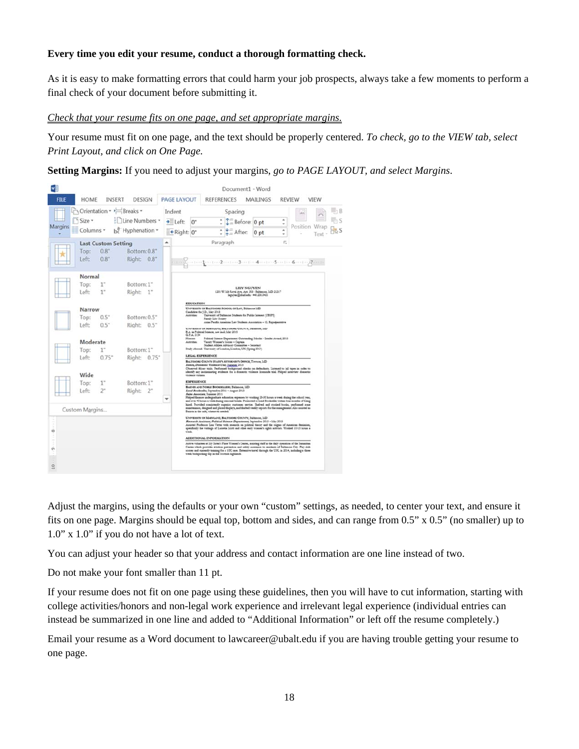**Every time you edit your resume, conduct a thorough formatting check.**

As it is easy to make formatting errors that could harm your job prospects, always take a few moments to perform a final check of your document before submitting it.

<u>*Check that your resume fits on one page, and set appropriate margins.*</u>

Your resume must fit on one page, and the text should be properly centered. *To check, go to the VIEW tab, select Print Layout, and click on One Page.*

**Setting Margins:** If you need to adjust your margins, *go to PAGE LAYOUT, and select Margins*.

Adjust the margins, using the defaults or your own "custom" settings, as needed, to center your text, and ensure it fits on one page. Margins should be equal top, bottom and sides, and can range from 0.5" x 0.5" (no smaller) up to 1.0" x 1.0" if you do not have a lot of text.

You can adjust your header so that your address and contact information are one line instead of two.

Do not make your font smaller than 11 pt.

If your resume does not fit on one page using these guidelines, then you will have to cut information, starting with college activities/honors and non-legal work experience and irrelevant legal experience (individual entries can instead be summarized in one line and added to "Additional Information" or left off the resume completely.)

Email your resume as a Word document to lawcareer@ubalt.edu if you are having trouble getting your resume to one page.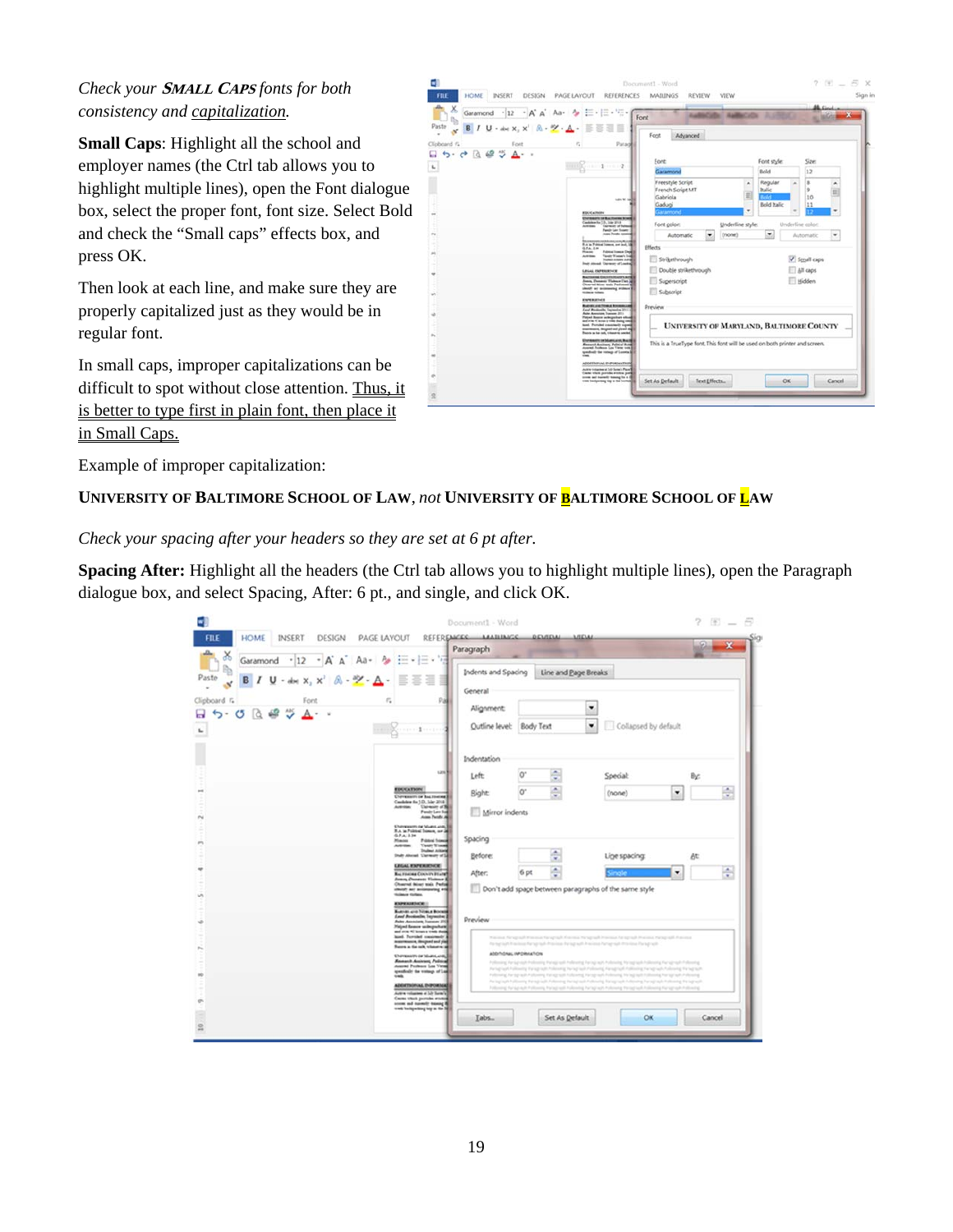*Check your* ***Small Caps*** *fonts for both consistency and* *capitalization.*

**Small Caps**: Highlight all the school and employer names (the Ctrl tab allows you to highlight multiple lines), open the Font dialogue box, select the proper font, font size. Select Bold and check the "Small caps" effects box, and press OK.

Then look at each line, and make sure they are properly capitalized just as they would be in regular font.

In small caps, improper capitalizations can be difficult to spot without close attention. Thus, it is better to type first in plain font, then place it in Small Caps.

Example of improper capitalization:

**University of Baltimore School of Law**, *not* **University of BALTIMORE School of LAW**

*Check your spacing after your headers so they are set at 6 pt after.*

**Spacing After:** Highlight all the headers (the Ctrl tab allows you to highlight multiple lines), open the Paragraph dialogue box, and select Spacing, After: 6 pt., and single, and click OK.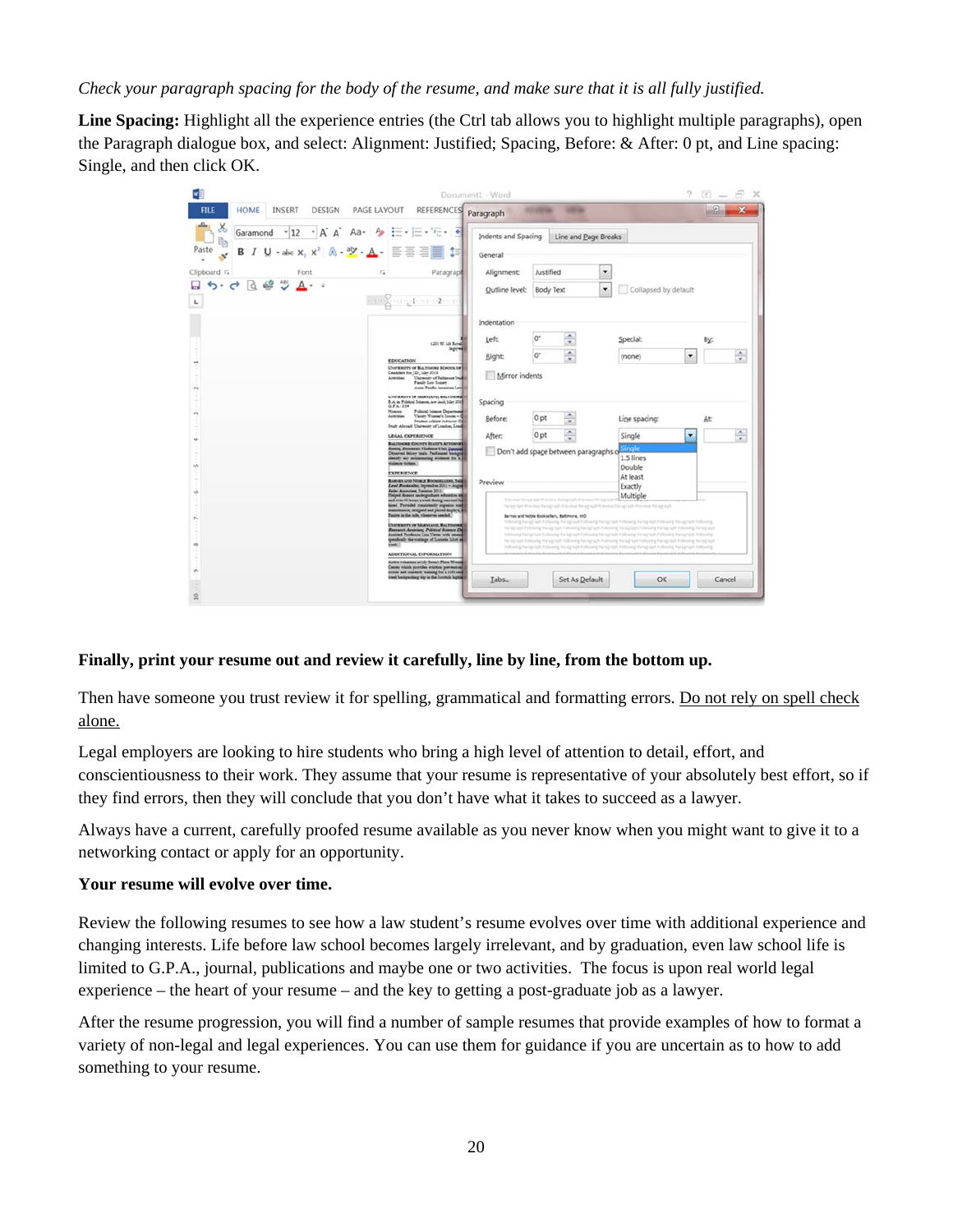*Check your paragraph spacing for the body of the resume, and make sure that it is all fully justified.*

**Line Spacing:** Highlight all the experience entries (the Ctrl tab allows you to highlight multiple paragraphs), open the Paragraph dialogue box, and select: Alignment: Justified; Spacing, Before: & After: 0 pt, and Line spacing: Single, and then click OK.

**Finally, print your resume out and review it carefully, line by line, from the bottom up.**

Then have someone you trust review it for spelling, grammatical and formatting errors. Do not rely on spell check alone.

Legal employers are looking to hire students who bring a high level of attention to detail, effort, and conscientiousness to their work. They assume that your resume is representative of your absolutely best effort, so if they find errors, then they will conclude that you don't have what it takes to succeed as a lawyer.

Always have a current, carefully proofed resume available as you never know when you might want to give it to a networking contact or apply for an opportunity.

**Your resume will evolve over time.**

Review the following resumes to see how a law student's resume evolves over time with additional experience and changing interests. Life before law school becomes largely irrelevant, and by graduation, even law school life is limited to G.P.A., journal, publications and maybe one or two activities.  The focus is upon real world legal experience – the heart of your resume – and the key to getting a post-graduate job as a lawyer.

After the resume progression, you will find a number of sample resumes that provide examples of how to format a variety of non-legal and legal experiences. You can use them for guidance if you are uncertain as to how to add something to your resume.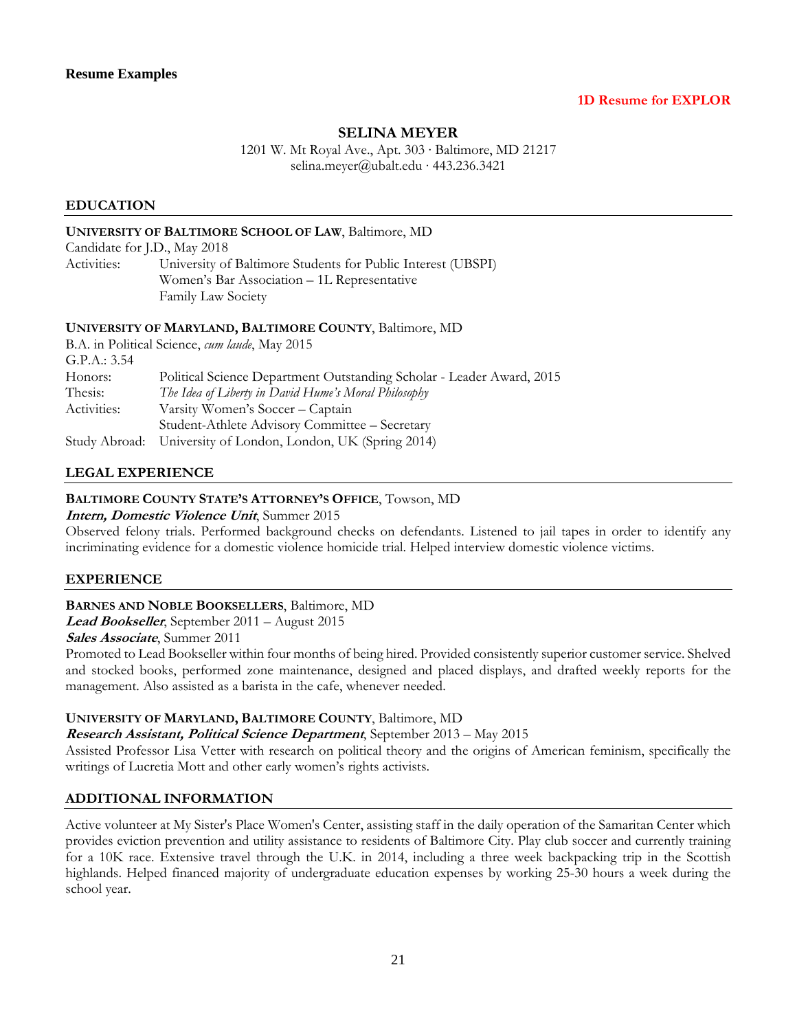**Resume Examples**

**1D Resume for EXPLOR**

## SELINA MEYER

1201 W. Mt Royal Ave., Apt. 303 · Baltimore, MD 21217
selina.meyer@ubalt.edu · 443.236.3421

### EDUCATION

**UNIVERSITY OF BALTIMORE SCHOOL OF LAW**, Baltimore, MD
Candidate for J.D., May 2018
Activities: University of Baltimore Students for Public Interest (UBSPI)
Women's Bar Association – 1L Representative
Family Law Society

**UNIVERSITY OF MARYLAND, BALTIMORE COUNTY**, Baltimore, MD
B.A. in Political Science, *cum laude*, May 2015
G.P.A.: 3.54
Honors: Political Science Department Outstanding Scholar - Leader Award, 2015
Thesis: *The Idea of Liberty in David Hume's Moral Philosophy*
Activities: Varsity Women's Soccer – Captain
Student-Athlete Advisory Committee – Secretary
Study Abroad: University of London, London, UK (Spring 2014)

### LEGAL EXPERIENCE

**BALTIMORE COUNTY STATE'S ATTORNEY'S OFFICE**, Towson, MD
***Intern, Domestic Violence Unit***, Summer 2015
Observed felony trials. Performed background checks on defendants. Listened to jail tapes in order to identify any incriminating evidence for a domestic violence homicide trial. Helped interview domestic violence victims.

### EXPERIENCE

**BARNES AND NOBLE BOOKSELLERS**, Baltimore, MD
***Lead Bookseller***, September 2011 – August 2015
***Sales Associate***, Summer 2011
Promoted to Lead Bookseller within four months of being hired. Provided consistently superior customer service. Shelved and stocked books, performed zone maintenance, designed and placed displays, and drafted weekly reports for the management. Also assisted as a barista in the cafe, whenever needed.

**UNIVERSITY OF MARYLAND, BALTIMORE COUNTY**, Baltimore, MD
***Research Assistant, Political Science Department***, September 2013 – May 2015
Assisted Professor Lisa Vetter with research on political theory and the origins of American feminism, specifically the writings of Lucretia Mott and other early women's rights activists.

### ADDITIONAL INFORMATION

Active volunteer at My Sister's Place Women's Center, assisting staff in the daily operation of the Samaritan Center which provides eviction prevention and utility assistance to residents of Baltimore City. Play club soccer and currently training for a 10K race. Extensive travel through the U.K. in 2014, including a three week backpacking trip in the Scottish highlands. Helped financed majority of undergraduate education expenses by working 25-30 hours a week during the school year.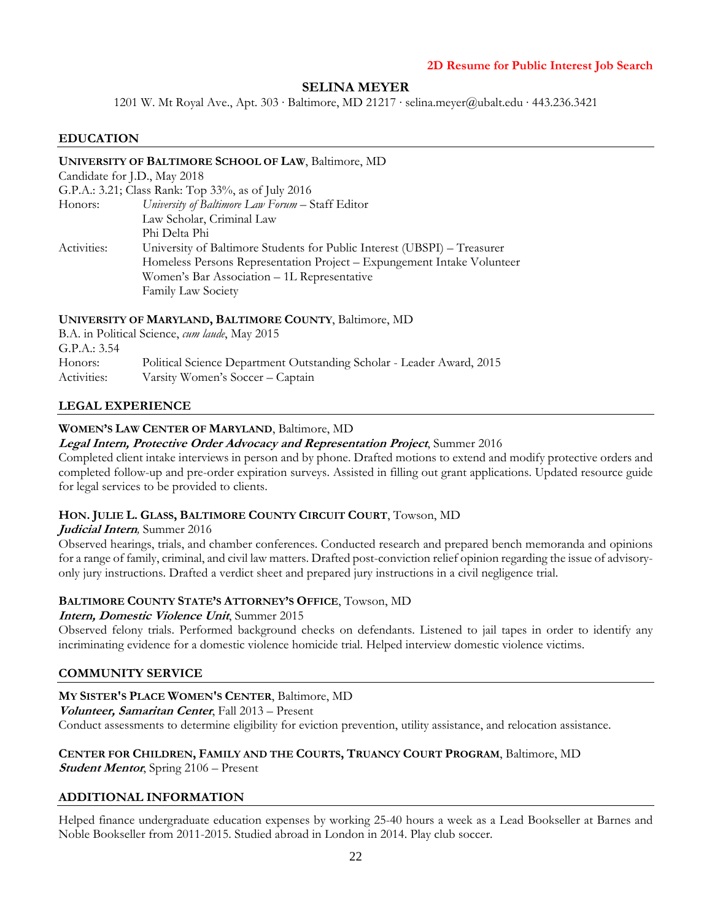**2D Resume for Public Interest Job Search**

# SELINA MEYER

1201 W. Mt Royal Ave., Apt. 303 · Baltimore, MD 21217 · selina.meyer@ubalt.edu · 443.236.3421

## EDUCATION

**UNIVERSITY OF BALTIMORE SCHOOL OF LAW**, Baltimore, MD
Candidate for J.D., May 2018
G.P.A.: 3.21; Class Rank: Top 33%, as of July 2016

Honors:
- *University of Baltimore Law Forum* – Staff Editor
- Law Scholar, Criminal Law
- Phi Delta Phi

Activities:
- University of Baltimore Students for Public Interest (UBSPI) – Treasurer
- Homeless Persons Representation Project – Expungement Intake Volunteer
- Women's Bar Association – 1L Representative
- Family Law Society

**UNIVERSITY OF MARYLAND, BALTIMORE COUNTY**, Baltimore, MD
B.A. in Political Science, *cum laude*, May 2015
G.P.A.: 3.54

Honors:
- Political Science Department Outstanding Scholar - Leader Award, 2015

Activities:
- Varsity Women's Soccer – Captain

## LEGAL EXPERIENCE

**WOMEN'S LAW CENTER OF MARYLAND**, Baltimore, MD
***Legal Intern, Protective Order Advocacy and Representation Project***, Summer 2016
Completed client intake interviews in person and by phone. Drafted motions to extend and modify protective orders and completed follow-up and pre-order expiration surveys. Assisted in filling out grant applications. Updated resource guide for legal services to be provided to clients.

**HON. JULIE L. GLASS, BALTIMORE COUNTY CIRCUIT COURT**, Towson, MD
***Judicial Intern***, Summer 2016
Observed hearings, trials, and chamber conferences. Conducted research and prepared bench memoranda and opinions for a range of family, criminal, and civil law matters. Drafted post-conviction relief opinion regarding the issue of advisory-only jury instructions. Drafted a verdict sheet and prepared jury instructions in a civil negligence trial.

**BALTIMORE COUNTY STATE'S ATTORNEY'S OFFICE**, Towson, MD
***Intern, Domestic Violence Unit***, Summer 2015
Observed felony trials. Performed background checks on defendants. Listened to jail tapes in order to identify any incriminating evidence for a domestic violence homicide trial. Helped interview domestic violence victims.

## COMMUNITY SERVICE

**MY SISTER'S PLACE WOMEN'S CENTER**, Baltimore, MD
***Volunteer, Samaritan Center***, Fall 2013 – Present
Conduct assessments to determine eligibility for eviction prevention, utility assistance, and relocation assistance.

**CENTER FOR CHILDREN, FAMILY AND THE COURTS, TRUANCY COURT PROGRAM**, Baltimore, MD
***Student Mentor***, Spring 2106 – Present

## ADDITIONAL INFORMATION

Helped finance undergraduate education expenses by working 25-40 hours a week as a Lead Bookseller at Barnes and Noble Bookseller from 2011-2015. Studied abroad in London in 2014. Play club soccer.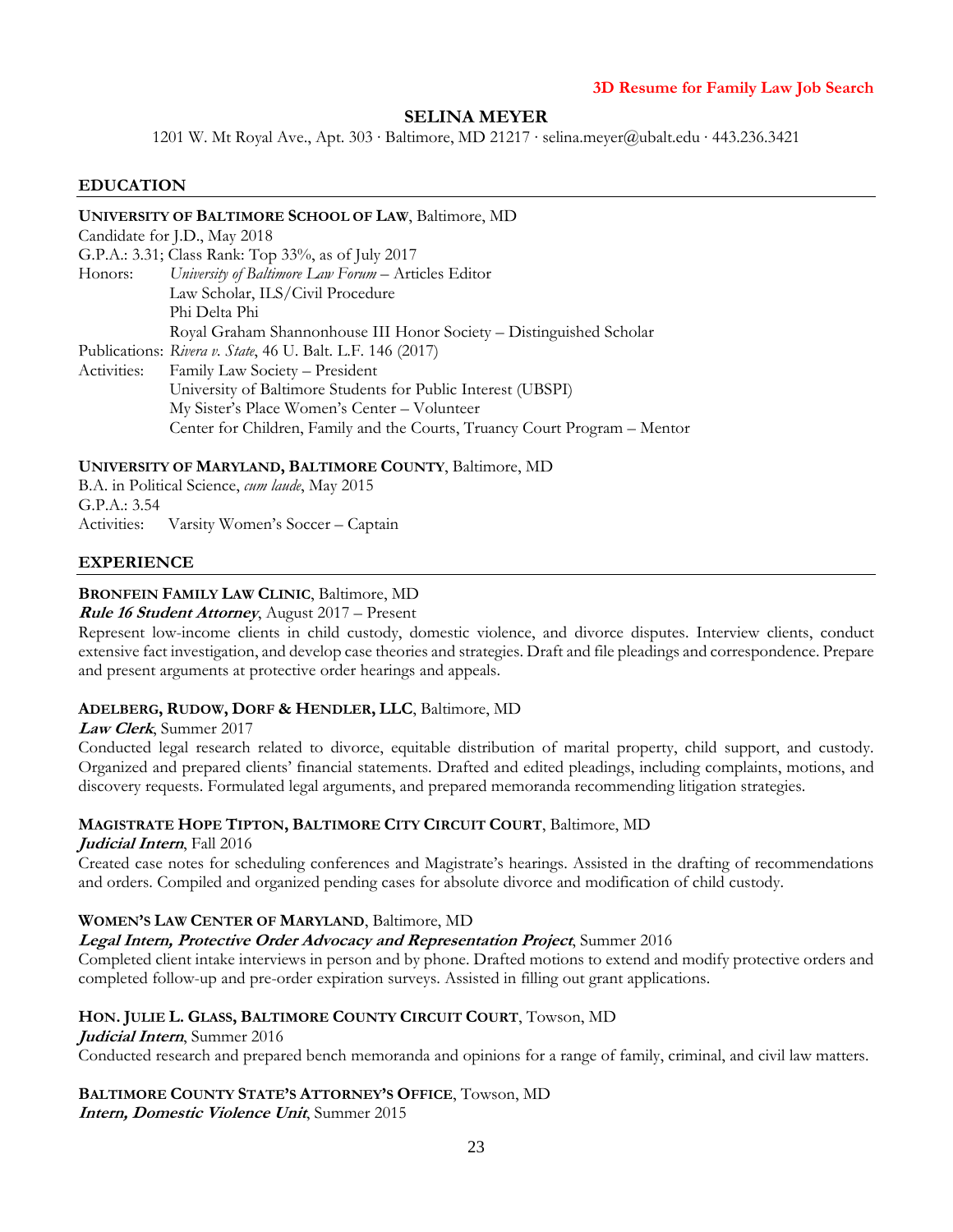**3D Resume for Family Law Job Search**

# SELINA MEYER

1201 W. Mt Royal Ave., Apt. 303 · Baltimore, MD 21217 · selina.meyer@ubalt.edu · 443.236.3421

## EDUCATION

**UNIVERSITY OF BALTIMORE SCHOOL OF LAW**, Baltimore, MD
Candidate for J.D., May 2018
G.P.A.: 3.31; Class Rank: Top 33%, as of July 2017
Honors: *University of Baltimore Law Forum* – Articles Editor
Law Scholar, ILS/Civil Procedure
Phi Delta Phi
Royal Graham Shannonhouse III Honor Society – Distinguished Scholar
Publications: *Rivera v. State*, 46 U. Balt. L.F. 146 (2017)
Activities: Family Law Society – President
University of Baltimore Students for Public Interest (UBSPI)
My Sister's Place Women's Center – Volunteer
Center for Children, Family and the Courts, Truancy Court Program – Mentor

**UNIVERSITY OF MARYLAND, BALTIMORE COUNTY**, Baltimore, MD
B.A. in Political Science, *cum laude*, May 2015
G.P.A.: 3.54
Activities: Varsity Women's Soccer – Captain

## EXPERIENCE

**BRONFEIN FAMILY LAW CLINIC**, Baltimore, MD
***Rule 16 Student Attorney***, August 2017 – Present
Represent low-income clients in child custody, domestic violence, and divorce disputes. Interview clients, conduct extensive fact investigation, and develop case theories and strategies. Draft and file pleadings and correspondence. Prepare and present arguments at protective order hearings and appeals.

**ADELBERG, RUDOW, DORF & HENDLER, LLC**, Baltimore, MD
***Law Clerk***, Summer 2017
Conducted legal research related to divorce, equitable distribution of marital property, child support, and custody. Organized and prepared clients' financial statements. Drafted and edited pleadings, including complaints, motions, and discovery requests. Formulated legal arguments, and prepared memoranda recommending litigation strategies.

**MAGISTRATE HOPE TIPTON, BALTIMORE CITY CIRCUIT COURT**, Baltimore, MD
***Judicial Intern***, Fall 2016
Created case notes for scheduling conferences and Magistrate's hearings. Assisted in the drafting of recommendations and orders. Compiled and organized pending cases for absolute divorce and modification of child custody.

**WOMEN'S LAW CENTER OF MARYLAND**, Baltimore, MD
***Legal Intern, Protective Order Advocacy and Representation Project***, Summer 2016
Completed client intake interviews in person and by phone. Drafted motions to extend and modify protective orders and completed follow-up and pre-order expiration surveys. Assisted in filling out grant applications.

**HON. JULIE L. GLASS, BALTIMORE COUNTY CIRCUIT COURT**, Towson, MD
***Judicial Intern***, Summer 2016
Conducted research and prepared bench memoranda and opinions for a range of family, criminal, and civil law matters.

**BALTIMORE COUNTY STATE'S ATTORNEY'S OFFICE**, Towson, MD
***Intern, Domestic Violence Unit***, Summer 2015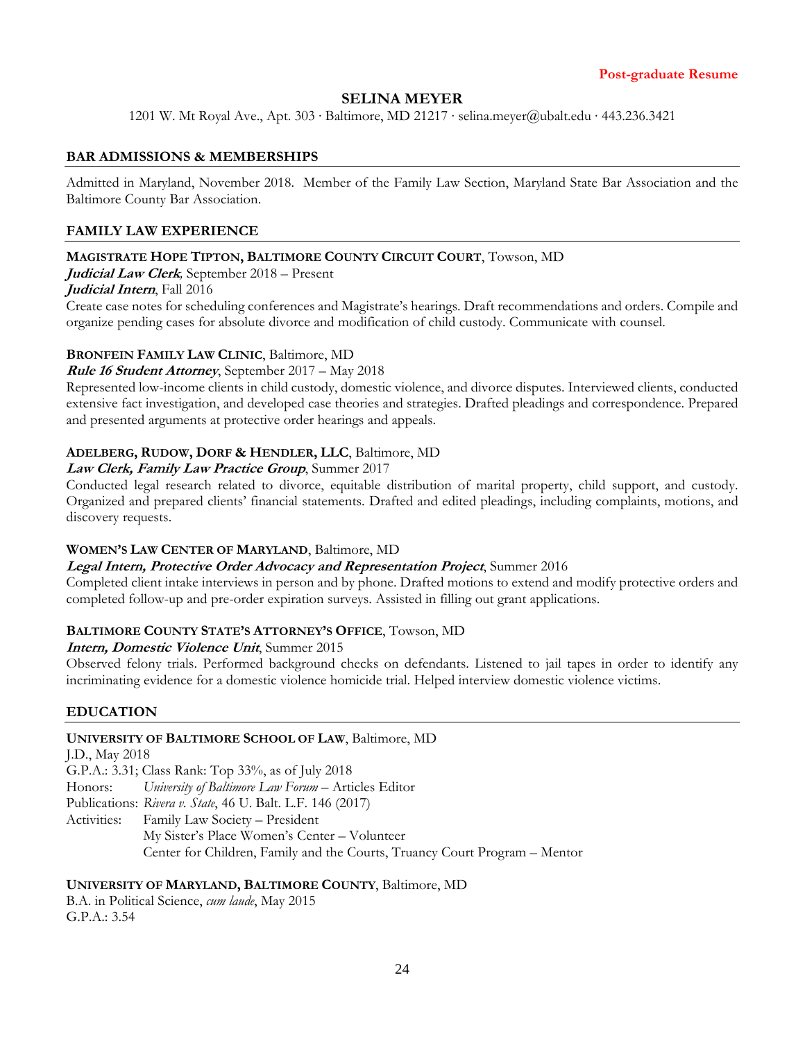**Post-graduate Resume**

# SELINA MEYER

1201 W. Mt Royal Ave., Apt. 303 · Baltimore, MD 21217 · selina.meyer@ubalt.edu · 443.236.3421

## BAR ADMISSIONS & MEMBERSHIPS

Admitted in Maryland, November 2018. Member of the Family Law Section, Maryland State Bar Association and the Baltimore County Bar Association.

## FAMILY LAW EXPERIENCE

**MAGISTRATE HOPE TIPTON, BALTIMORE COUNTY CIRCUIT COURT**, Towson, MD
***Judicial Law Clerk***, September 2018 – Present
***Judicial Intern***, Fall 2016
Create case notes for scheduling conferences and Magistrate's hearings. Draft recommendations and orders. Compile and organize pending cases for absolute divorce and modification of child custody. Communicate with counsel.

**BRONFEIN FAMILY LAW CLINIC**, Baltimore, MD
***Rule 16 Student Attorney***, September 2017 – May 2018
Represented low-income clients in child custody, domestic violence, and divorce disputes. Interviewed clients, conducted extensive fact investigation, and developed case theories and strategies. Drafted pleadings and correspondence. Prepared and presented arguments at protective order hearings and appeals.

**ADELBERG, RUDOW, DORF & HENDLER, LLC**, Baltimore, MD
***Law Clerk, Family Law Practice Group***, Summer 2017
Conducted legal research related to divorce, equitable distribution of marital property, child support, and custody. Organized and prepared clients' financial statements. Drafted and edited pleadings, including complaints, motions, and discovery requests.

**WOMEN'S LAW CENTER OF MARYLAND**, Baltimore, MD
***Legal Intern, Protective Order Advocacy and Representation Project***, Summer 2016
Completed client intake interviews in person and by phone. Drafted motions to extend and modify protective orders and completed follow-up and pre-order expiration surveys. Assisted in filling out grant applications.

**BALTIMORE COUNTY STATE'S ATTORNEY'S OFFICE**, Towson, MD
***Intern, Domestic Violence Unit***, Summer 2015
Observed felony trials. Performed background checks on defendants. Listened to jail tapes in order to identify any incriminating evidence for a domestic violence homicide trial. Helped interview domestic violence victims.

## EDUCATION

**UNIVERSITY OF BALTIMORE SCHOOL OF LAW**, Baltimore, MD
J.D., May 2018
G.P.A.: 3.31; Class Rank: Top 33%, as of July 2018
Honors: *University of Baltimore Law Forum* – Articles Editor
Publications: *Rivera v. State*, 46 U. Balt. L.F. 146 (2017)
Activities: Family Law Society – President
My Sister's Place Women's Center – Volunteer
Center for Children, Family and the Courts, Truancy Court Program – Mentor

**UNIVERSITY OF MARYLAND, BALTIMORE COUNTY**, Baltimore, MD
B.A. in Political Science, *cum laude*, May 2015
G.P.A.: 3.54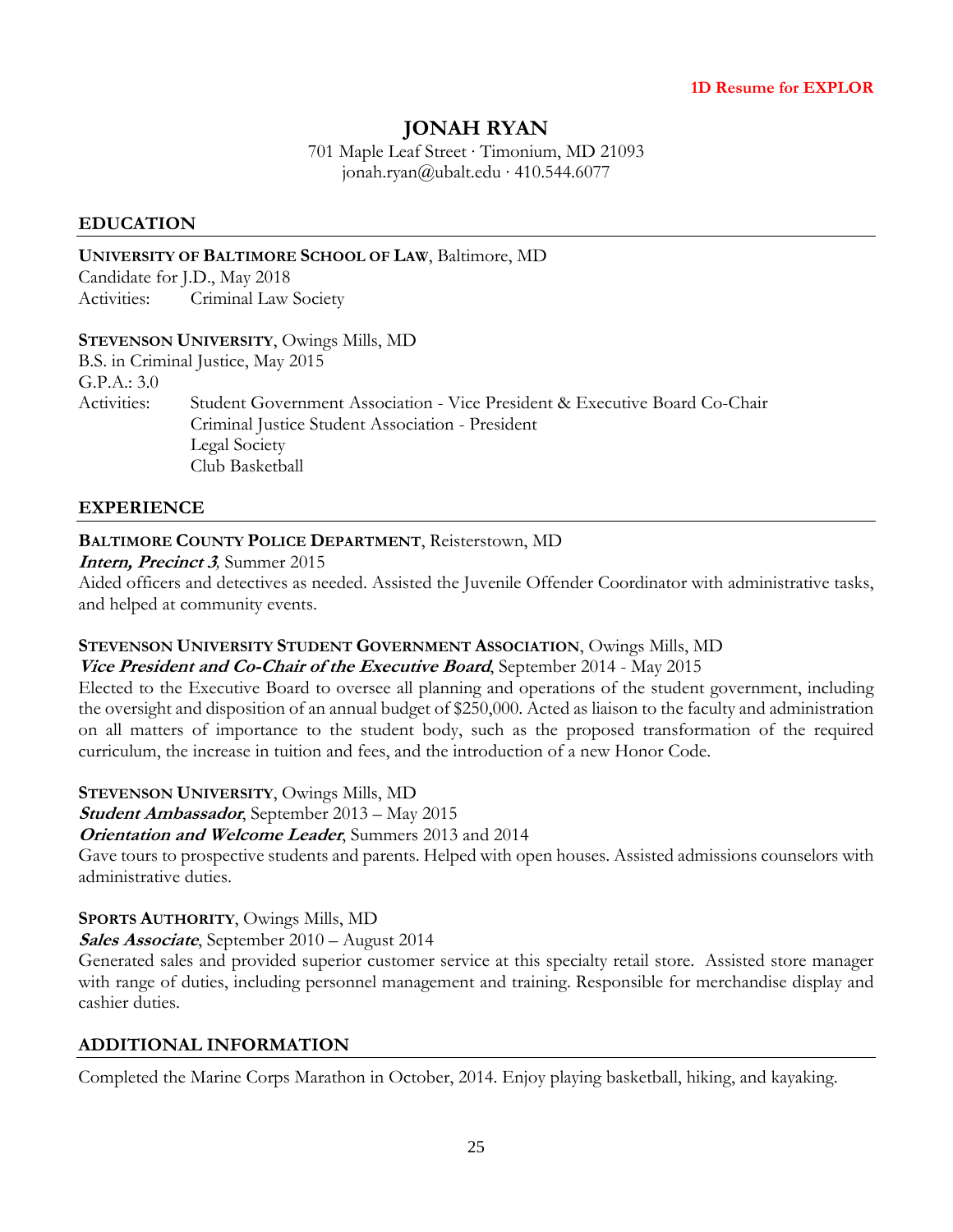**1D Resume for EXPLOR**

# JONAH RYAN

701 Maple Leaf Street · Timonium, MD 21093
jonah.ryan@ubalt.edu · 410.544.6077

## EDUCATION

**UNIVERSITY OF BALTIMORE SCHOOL OF LAW**, Baltimore, MD
Candidate for J.D., May 2018
Activities: Criminal Law Society

**STEVENSON UNIVERSITY**, Owings Mills, MD
B.S. in Criminal Justice, May 2015
G.P.A.: 3.0
Activities: Student Government Association - Vice President & Executive Board Co-Chair
Criminal Justice Student Association - President
Legal Society
Club Basketball

## EXPERIENCE

**BALTIMORE COUNTY POLICE DEPARTMENT**, Reisterstown, MD
***Intern, Precinct 3***, Summer 2015
Aided officers and detectives as needed. Assisted the Juvenile Offender Coordinator with administrative tasks, and helped at community events.

**STEVENSON UNIVERSITY STUDENT GOVERNMENT ASSOCIATION**, Owings Mills, MD
***Vice President and Co-Chair of the Executive Board***, September 2014 - May 2015
Elected to the Executive Board to oversee all planning and operations of the student government, including the oversight and disposition of an annual budget of $250,000. Acted as liaison to the faculty and administration on all matters of importance to the student body, such as the proposed transformation of the required curriculum, the increase in tuition and fees, and the introduction of a new Honor Code.

**STEVENSON UNIVERSITY**, Owings Mills, MD
***Student Ambassador***, September 2013 – May 2015
***Orientation and Welcome Leader***, Summers 2013 and 2014
Gave tours to prospective students and parents. Helped with open houses. Assisted admissions counselors with administrative duties.

**SPORTS AUTHORITY**, Owings Mills, MD
***Sales Associate***, September 2010 – August 2014
Generated sales and provided superior customer service at this specialty retail store. Assisted store manager with range of duties, including personnel management and training. Responsible for merchandise display and cashier duties.

## ADDITIONAL INFORMATION

Completed the Marine Corps Marathon in October, 2014. Enjoy playing basketball, hiking, and kayaking.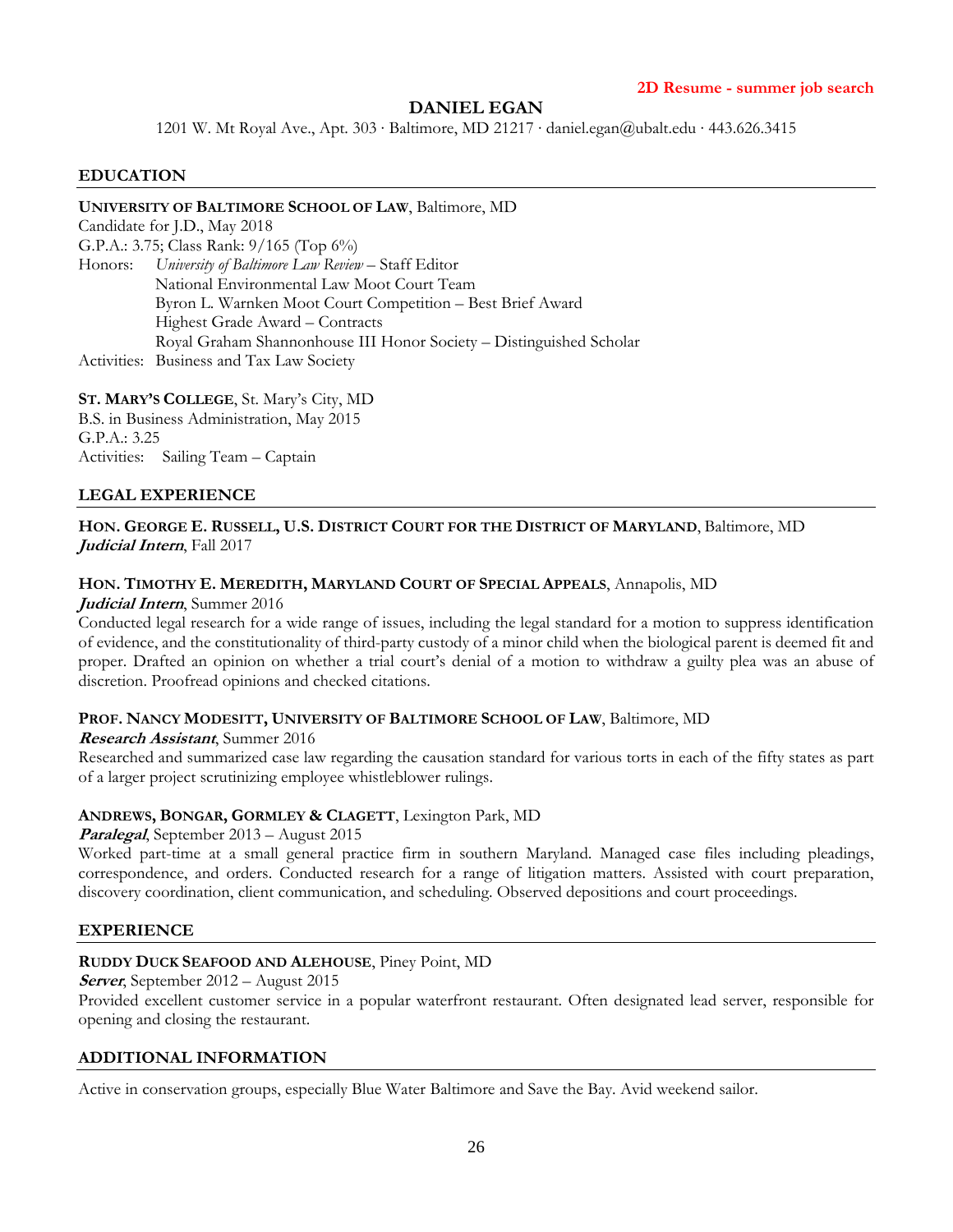**2D Resume - summer job search**

# DANIEL EGAN

1201 W. Mt Royal Ave., Apt. 303 · Baltimore, MD 21217 · daniel.egan@ubalt.edu · 443.626.3415

## EDUCATION

**UNIVERSITY OF BALTIMORE SCHOOL OF LAW**, Baltimore, MD
Candidate for J.D., May 2018
G.P.A.: 3.75; Class Rank: 9/165 (Top 6%)
Honors: *University of Baltimore Law Review* – Staff Editor
National Environmental Law Moot Court Team
Byron L. Warnken Moot Court Competition – Best Brief Award
Highest Grade Award – Contracts
Royal Graham Shannonhouse III Honor Society – Distinguished Scholar
Activities: Business and Tax Law Society

**ST. MARY'S COLLEGE**, St. Mary's City, MD
B.S. in Business Administration, May 2015
G.P.A.: 3.25
Activities: Sailing Team – Captain

## LEGAL EXPERIENCE

**HON. GEORGE E. RUSSELL, U.S. DISTRICT COURT FOR THE DISTRICT OF MARYLAND**, Baltimore, MD
***Judicial Intern***, Fall 2017

**HON. TIMOTHY E. MEREDITH, MARYLAND COURT OF SPECIAL APPEALS**, Annapolis, MD
***Judicial Intern***, Summer 2016
Conducted legal research for a wide range of issues, including the legal standard for a motion to suppress identification of evidence, and the constitutionality of third-party custody of a minor child when the biological parent is deemed fit and proper. Drafted an opinion on whether a trial court's denial of a motion to withdraw a guilty plea was an abuse of discretion. Proofread opinions and checked citations.

**PROF. NANCY MODESITT, UNIVERSITY OF BALTIMORE SCHOOL OF LAW**, Baltimore, MD
***Research Assistant***, Summer 2016
Researched and summarized case law regarding the causation standard for various torts in each of the fifty states as part of a larger project scrutinizing employee whistleblower rulings.

**ANDREWS, BONGAR, GORMLEY & CLAGETT**, Lexington Park, MD
***Paralegal***, September 2013 – August 2015
Worked part-time at a small general practice firm in southern Maryland. Managed case files including pleadings, correspondence, and orders. Conducted research for a range of litigation matters. Assisted with court preparation, discovery coordination, client communication, and scheduling. Observed depositions and court proceedings.

## EXPERIENCE

**RUDDY DUCK SEAFOOD AND ALEHOUSE**, Piney Point, MD
***Server***, September 2012 – August 2015
Provided excellent customer service in a popular waterfront restaurant. Often designated lead server, responsible for opening and closing the restaurant.

## ADDITIONAL INFORMATION

Active in conservation groups, especially Blue Water Baltimore and Save the Bay. Avid weekend sailor.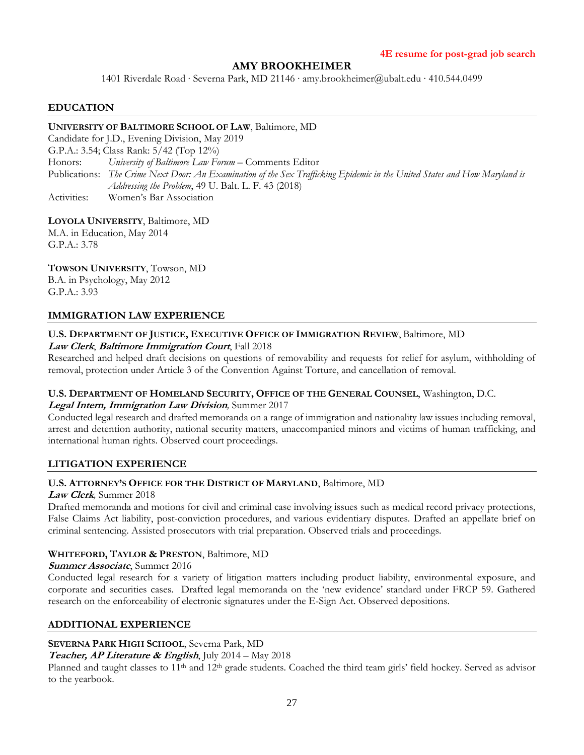**4E resume for post-grad job search**

# AMY BROOKHEIMER

1401 Riverdale Road · Severna Park, MD 21146 · amy.brookheimer@ubalt.edu · 410.544.0499

## EDUCATION

**UNIVERSITY OF BALTIMORE SCHOOL OF LAW**, Baltimore, MD
Candidate for J.D., Evening Division, May 2019
G.P.A.: 3.54; Class Rank: 5/42 (Top 12%)
Honors: *University of Baltimore Law Forum* – Comments Editor
Publications: *The Crime Next Door: An Examination of the Sex Trafficking Epidemic in the United States and How Maryland is Addressing the Problem*, 49 U. Balt. L. F. 43 (2018)
Activities: Women's Bar Association

**LOYOLA UNIVERSITY**, Baltimore, MD
M.A. in Education, May 2014
G.P.A.: 3.78

**TOWSON UNIVERSITY**, Towson, MD
B.A. in Psychology, May 2012
G.P.A.: 3.93

## IMMIGRATION LAW EXPERIENCE

**U.S. DEPARTMENT OF JUSTICE, EXECUTIVE OFFICE OF IMMIGRATION REVIEW**, Baltimore, MD
***Law Clerk**, **Baltimore Immigration Court***, Fall 2018
Researched and helped draft decisions on questions of removability and requests for relief for asylum, withholding of removal, protection under Article 3 of the Convention Against Torture, and cancellation of removal.

**U.S. DEPARTMENT OF HOMELAND SECURITY, OFFICE OF THE GENERAL COUNSEL**, Washington, D.C.
***Legal Intern, Immigration Law Division***, Summer 2017
Conducted legal research and drafted memoranda on a range of immigration and nationality law issues including removal, arrest and detention authority, national security matters, unaccompanied minors and victims of human trafficking, and international human rights. Observed court proceedings.

## LITIGATION EXPERIENCE

**U.S. ATTORNEY'S OFFICE FOR THE DISTRICT OF MARYLAND**, Baltimore, MD
***Law Clerk***, Summer 2018
Drafted memoranda and motions for civil and criminal case involving issues such as medical record privacy protections, False Claims Act liability, post-conviction procedures, and various evidentiary disputes. Drafted an appellate brief on criminal sentencing. Assisted prosecutors with trial preparation. Observed trials and proceedings.

**WHITEFORD, TAYLOR & PRESTON**, Baltimore, MD
***Summer Associate***, Summer 2016
Conducted legal research for a variety of litigation matters including product liability, environmental exposure, and corporate and securities cases. Drafted legal memoranda on the 'new evidence' standard under FRCP 59. Gathered research on the enforceability of electronic signatures under the E-Sign Act. Observed depositions.

## ADDITIONAL EXPERIENCE

**SEVERNA PARK HIGH SCHOOL**, Severna Park, MD
***Teacher, AP Literature & English***, July 2014 – May 2018
Planned and taught classes to 11th and 12th grade students. Coached the third team girls' field hockey. Served as advisor to the yearbook.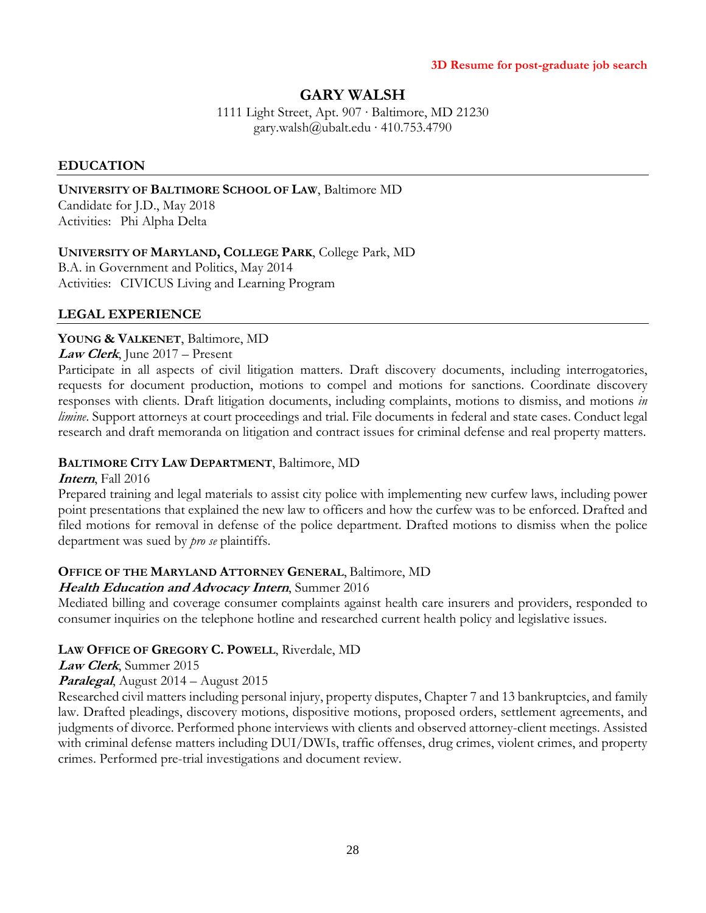**3D Resume for post-graduate job search**

# GARY WALSH

1111 Light Street, Apt. 907 · Baltimore, MD 21230
gary.walsh@ubalt.edu · 410.753.4790

## EDUCATION

**UNIVERSITY OF BALTIMORE SCHOOL OF LAW**, Baltimore MD
Candidate for J.D., May 2018
Activities: Phi Alpha Delta

**UNIVERSITY OF MARYLAND, COLLEGE PARK**, College Park, MD
B.A. in Government and Politics, May 2014
Activities: CIVICUS Living and Learning Program

## LEGAL EXPERIENCE

**YOUNG & VALKENET**, Baltimore, MD
***Law Clerk***, June 2017 – Present
Participate in all aspects of civil litigation matters. Draft discovery documents, including interrogatories, requests for document production, motions to compel and motions for sanctions. Coordinate discovery responses with clients. Draft litigation documents, including complaints, motions to dismiss, and motions *in limine*. Support attorneys at court proceedings and trial. File documents in federal and state cases. Conduct legal research and draft memoranda on litigation and contract issues for criminal defense and real property matters.

**BALTIMORE CITY LAW DEPARTMENT**, Baltimore, MD
***Intern***, Fall 2016
Prepared training and legal materials to assist city police with implementing new curfew laws, including power point presentations that explained the new law to officers and how the curfew was to be enforced. Drafted and filed motions for removal in defense of the police department. Drafted motions to dismiss when the police department was sued by *pro se* plaintiffs.

**OFFICE OF THE MARYLAND ATTORNEY GENERAL**, Baltimore, MD
***Health Education and Advocacy Intern***, Summer 2016
Mediated billing and coverage consumer complaints against health care insurers and providers, responded to consumer inquiries on the telephone hotline and researched current health policy and legislative issues.

**LAW OFFICE OF GREGORY C. POWELL**, Riverdale, MD
***Law Clerk***, Summer 2015
***Paralegal***, August 2014 – August 2015
Researched civil matters including personal injury, property disputes, Chapter 7 and 13 bankruptcies, and family law. Drafted pleadings, discovery motions, dispositive motions, proposed orders, settlement agreements, and judgments of divorce. Performed phone interviews with clients and observed attorney-client meetings. Assisted with criminal defense matters including DUI/DWIs, traffic offenses, drug crimes, violent crimes, and property crimes. Performed pre-trial investigations and document review.